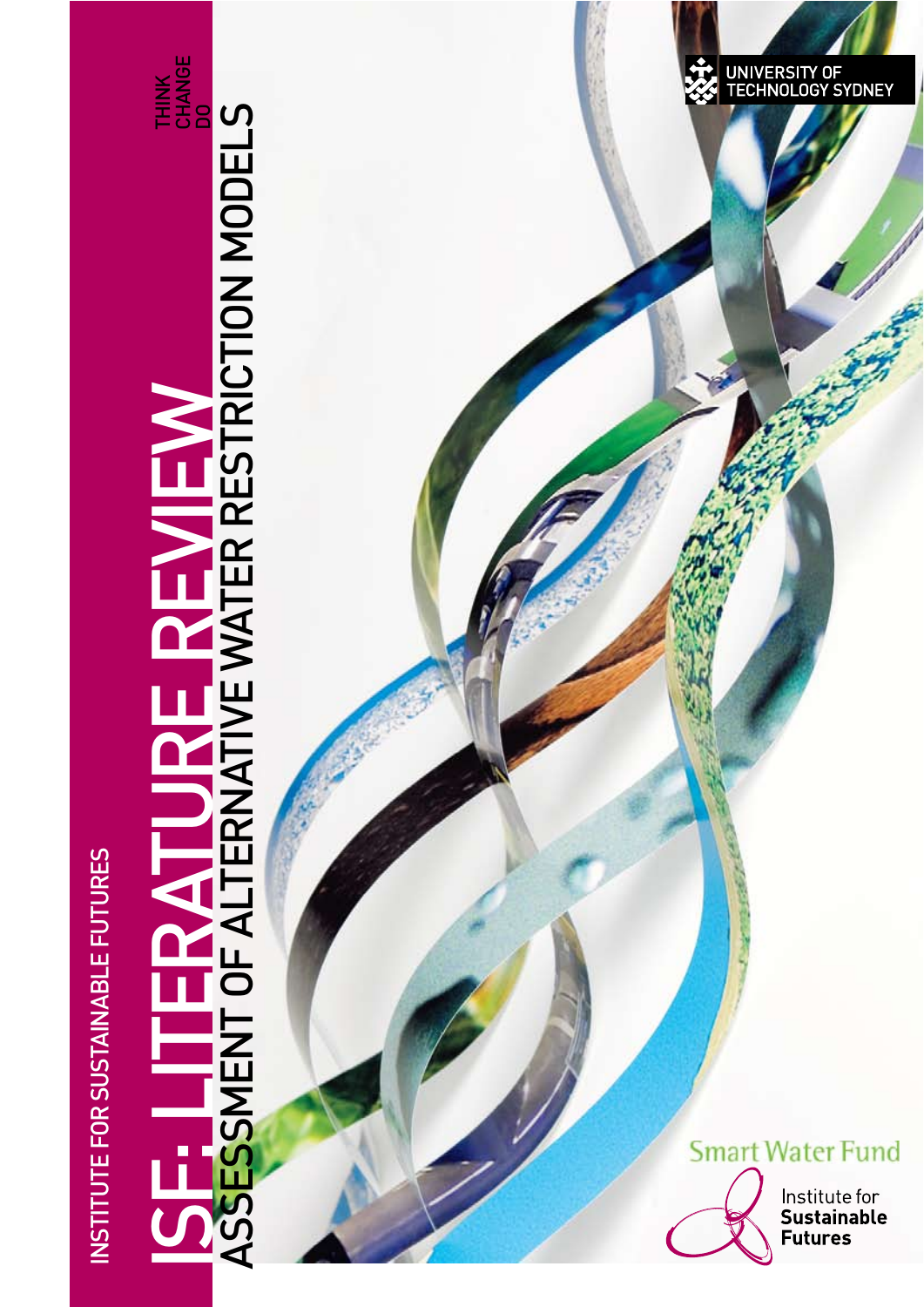INSTITUTE FOR SUSTAINABLE FUTURES

THINK
CHANGE
DO

# ISF: LITERATURE REVIEW

## ASSESSMENT OF ALTERNATIVE WATER RESTRICTION MODELS

UNIVERSITY OF TECHNOLOGY SYDNEY

Smart Water Fund

Institute for **Sustainable Futures**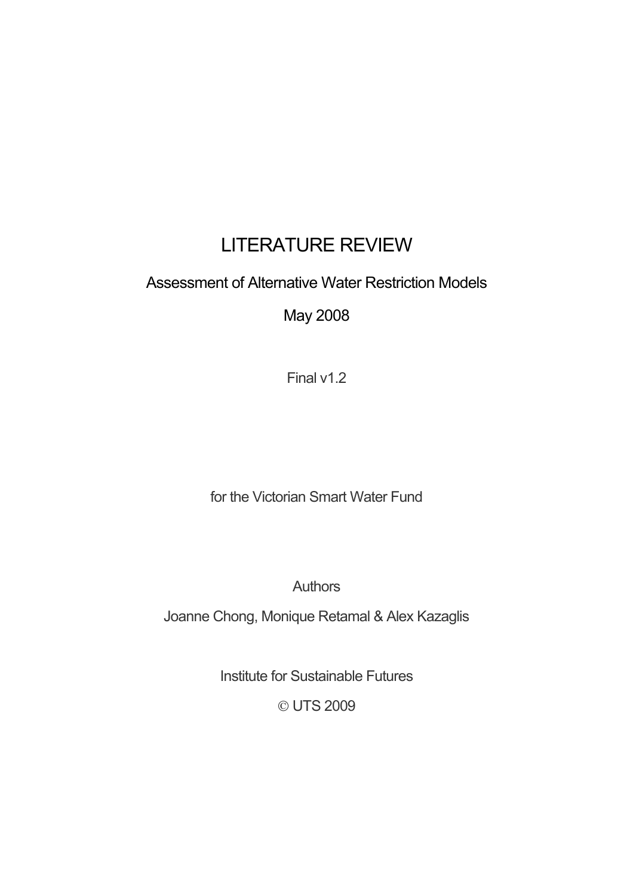# LITERATURE REVIEW

Assessment of Alternative Water Restriction Models

May 2008

Final v1.2

for the Victorian Smart Water Fund

Authors

Joanne Chong, Monique Retamal & Alex Kazaglis

Institute for Sustainable Futures

© UTS 2009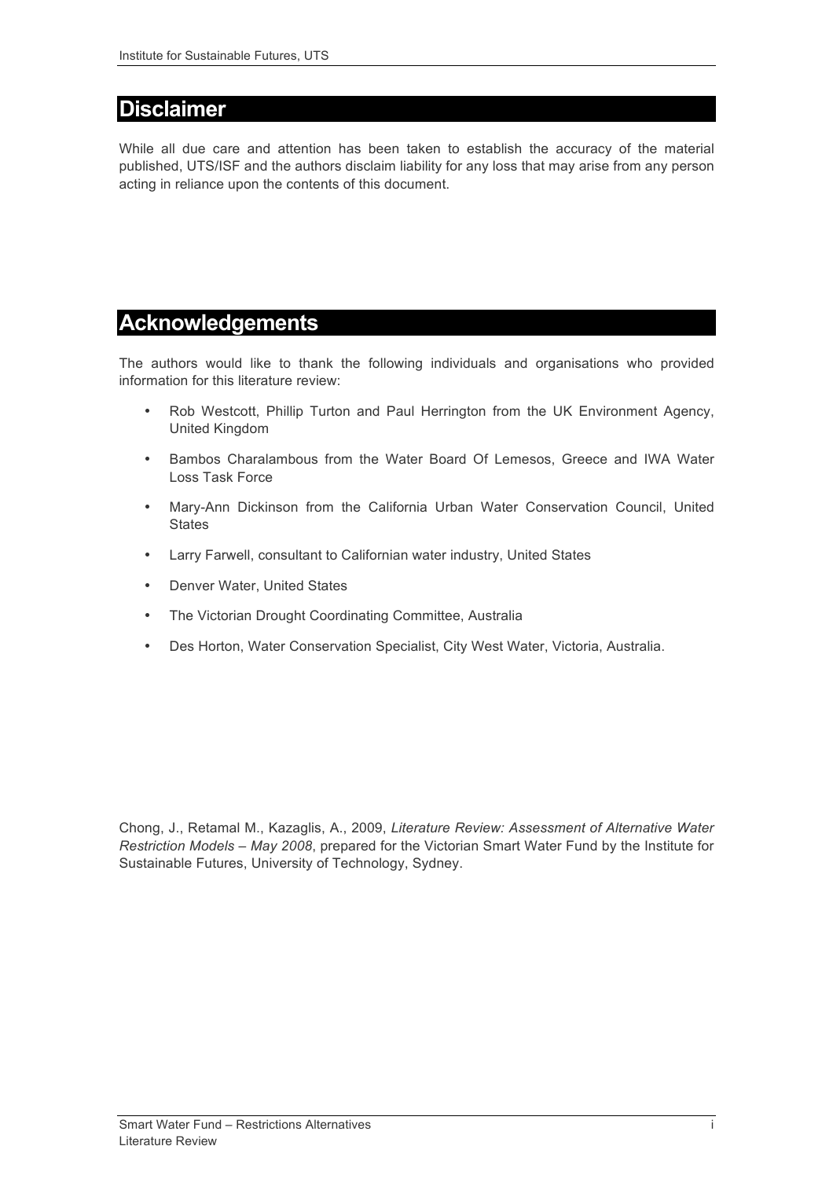# Disclaimer

While all due care and attention has been taken to establish the accuracy of the material published, UTS/ISF and the authors disclaim liability for any loss that may arise from any person acting in reliance upon the contents of this document.

# Acknowledgements

The authors would like to thank the following individuals and organisations who provided information for this literature review:

- Rob Westcott, Phillip Turton and Paul Herrington from the UK Environment Agency, United Kingdom
- Bambos Charalambous from the Water Board Of Lemesos, Greece and IWA Water Loss Task Force
- Mary-Ann Dickinson from the California Urban Water Conservation Council, United States
- Larry Farwell, consultant to Californian water industry, United States
- Denver Water, United States
- The Victorian Drought Coordinating Committee, Australia
- Des Horton, Water Conservation Specialist, City West Water, Victoria, Australia.

Chong, J., Retamal M., Kazaglis, A., 2009, *Literature Review: Assessment of Alternative Water Restriction Models – May 2008*, prepared for the Victorian Smart Water Fund by the Institute for Sustainable Futures, University of Technology, Sydney.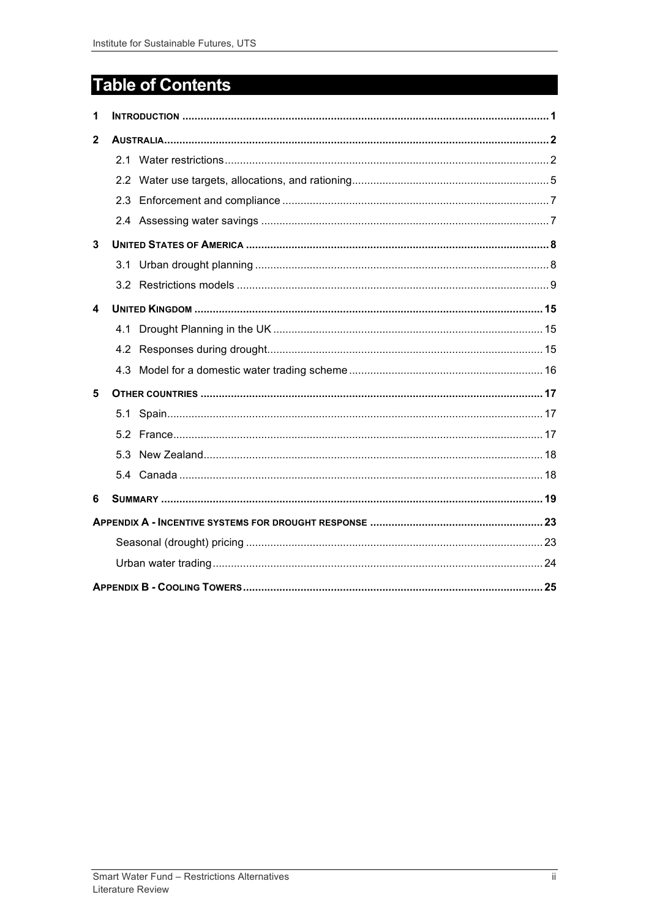# Table of Contents

1 INTRODUCTION ..... 1

2 AUSTRALIA ..... 2

- 2.1 Water restrictions ..... 2
- 2.2 Water use targets, allocations, and rationing ..... 5
- 2.3 Enforcement and compliance ..... 7
- 2.4 Assessing water savings ..... 7

3 UNITED STATES OF AMERICA ..... 8

- 3.1 Urban drought planning ..... 8
- 3.2 Restrictions models ..... 9

4 UNITED KINGDOM ..... 15

- 4.1 Drought Planning in the UK ..... 15
- 4.2 Responses during drought ..... 15
- 4.3 Model for a domestic water trading scheme ..... 16

5 OTHER COUNTRIES ..... 17

- 5.1 Spain ..... 17
- 5.2 France ..... 17
- 5.3 New Zealand ..... 18
- 5.4 Canada ..... 18

6 SUMMARY ..... 19

APPENDIX A - INCENTIVE SYSTEMS FOR DROUGHT RESPONSE ..... 23

- Seasonal (drought) pricing ..... 23
- Urban water trading ..... 24

APPENDIX B - COOLING TOWERS ..... 25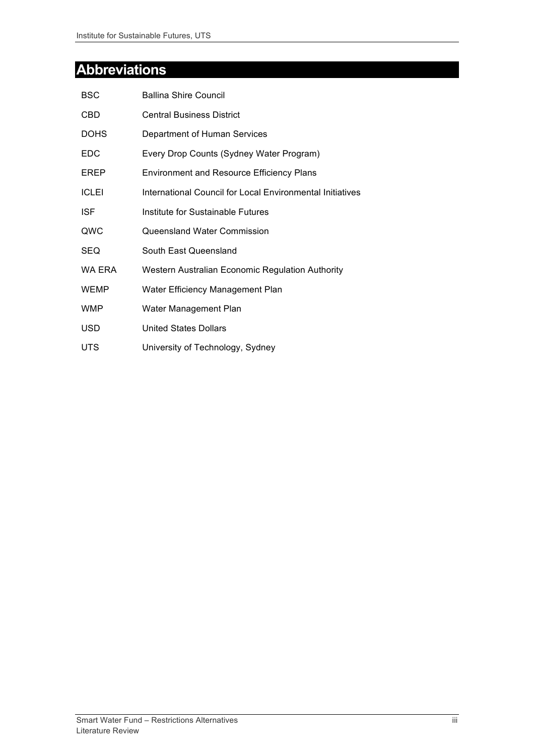# Abbreviations

| | |
|---|---|
| BSC | Ballina Shire Council |
| CBD | Central Business District |
| DOHS | Department of Human Services |
| EDC | Every Drop Counts (Sydney Water Program) |
| EREP | Environment and Resource Efficiency Plans |
| ICLEI | International Council for Local Environmental Initiatives |
| ISF | Institute for Sustainable Futures |
| QWC | Queensland Water Commission |
| SEQ | South East Queensland |
| WA ERA | Western Australian Economic Regulation Authority |
| WEMP | Water Efficiency Management Plan |
| WMP | Water Management Plan |
| USD | United States Dollars |
| UTS | University of Technology, Sydney |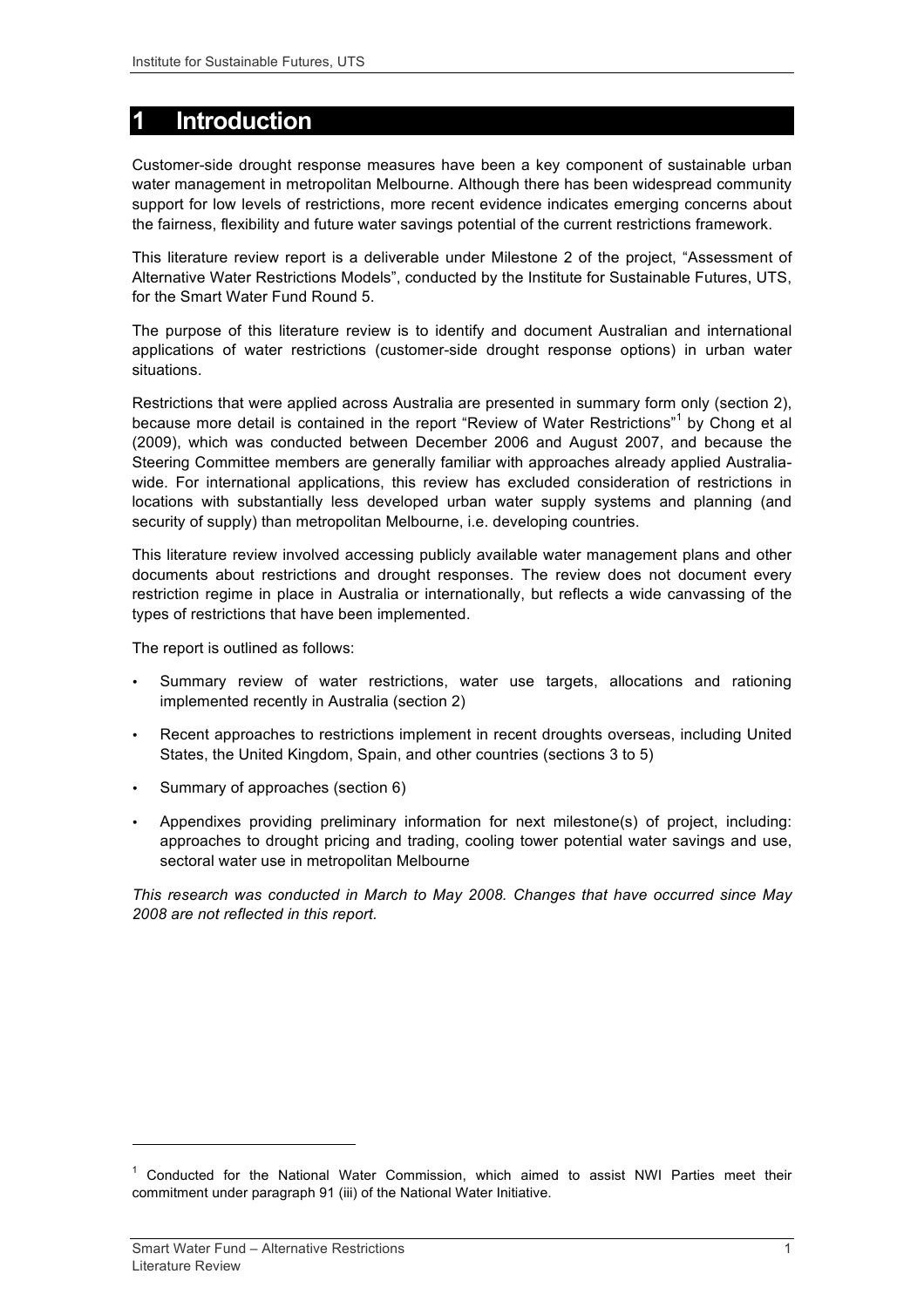# 1 Introduction

Customer-side drought response measures have been a key component of sustainable urban water management in metropolitan Melbourne. Although there has been widespread community support for low levels of restrictions, more recent evidence indicates emerging concerns about the fairness, flexibility and future water savings potential of the current restrictions framework.

This literature review report is a deliverable under Milestone 2 of the project, "Assessment of Alternative Water Restrictions Models", conducted by the Institute for Sustainable Futures, UTS, for the Smart Water Fund Round 5.

The purpose of this literature review is to identify and document Australian and international applications of water restrictions (customer-side drought response options) in urban water situations.

Restrictions that were applied across Australia are presented in summary form only (section 2), because more detail is contained in the report "Review of Water Restrictions"[1] by Chong et al (2009), which was conducted between December 2006 and August 2007, and because the Steering Committee members are generally familiar with approaches already applied Australia-wide. For international applications, this review has excluded consideration of restrictions in locations with substantially less developed urban water supply systems and planning (and security of supply) than metropolitan Melbourne, i.e. developing countries.

This literature review involved accessing publicly available water management plans and other documents about restrictions and drought responses. The review does not document every restriction regime in place in Australia or internationally, but reflects a wide canvassing of the types of restrictions that have been implemented.

The report is outlined as follows:

- Summary review of water restrictions, water use targets, allocations and rationing implemented recently in Australia (section 2)
- Recent approaches to restrictions implement in recent droughts overseas, including United States, the United Kingdom, Spain, and other countries (sections 3 to 5)
- Summary of approaches (section 6)
- Appendixes providing preliminary information for next milestone(s) of project, including: approaches to drought pricing and trading, cooling tower potential water savings and use, sectoral water use in metropolitan Melbourne

*This research was conducted in March to May 2008. Changes that have occurred since May 2008 are not reflected in this report.*

---

[1] Conducted for the National Water Commission, which aimed to assist NWI Parties meet their commitment under paragraph 91 (iii) of the National Water Initiative.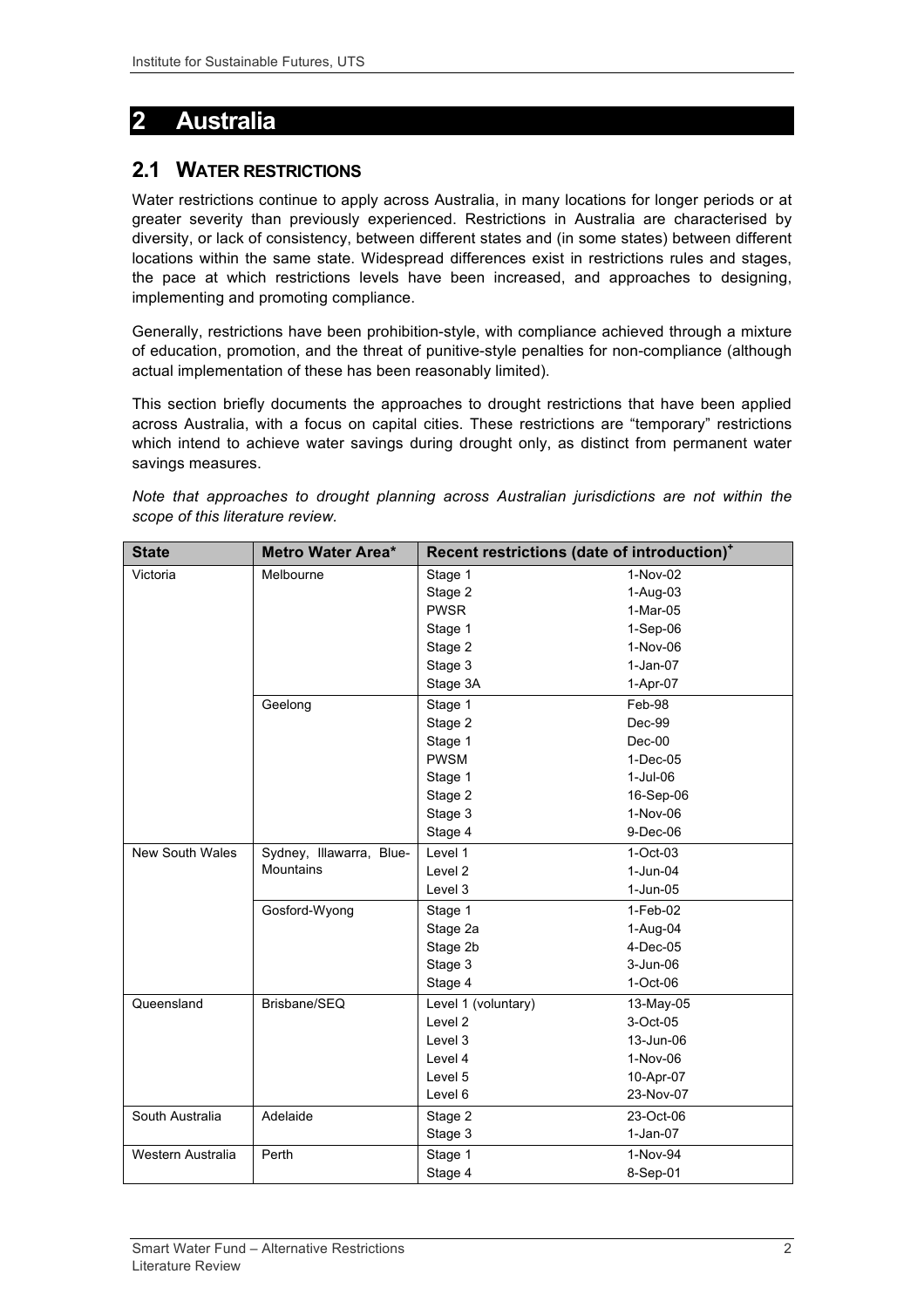# 2 Australia

## 2.1 WATER RESTRICTIONS

Water restrictions continue to apply across Australia, in many locations for longer periods or at greater severity than previously experienced. Restrictions in Australia are characterised by diversity, or lack of consistency, between different states and (in some states) between different locations within the same state. Widespread differences exist in restrictions rules and stages, the pace at which restrictions levels have been increased, and approaches to designing, implementing and promoting compliance.

Generally, restrictions have been prohibition-style, with compliance achieved through a mixture of education, promotion, and the threat of punitive-style penalties for non-compliance (although actual implementation of these has been reasonably limited).

This section briefly documents the approaches to drought restrictions that have been applied across Australia, with a focus on capital cities. These restrictions are "temporary" restrictions which intend to achieve water savings during drought only, as distinct from permanent water savings measures.

*Note that approaches to drought planning across Australian jurisdictions are not within the scope of this literature review.*

| State | Metro Water Area* | Recent restrictions (date of introduction)+ | |
|---|---|---|---|
| Victoria | Melbourne | Stage 1 | 1-Nov-02 |
| | | Stage 2 | 1-Aug-03 |
| | | PWSR | 1-Mar-05 |
| | | Stage 1 | 1-Sep-06 |
| | | Stage 2 | 1-Nov-06 |
| | | Stage 3 | 1-Jan-07 |
| | | Stage 3A | 1-Apr-07 |
| | Geelong | Stage 1 | Feb-98 |
| | | Stage 2 | Dec-99 |
| | | Stage 1 | Dec-00 |
| | | PWSM | 1-Dec-05 |
| | | Stage 1 | 1-Jul-06 |
| | | Stage 2 | 16-Sep-06 |
| | | Stage 3 | 1-Nov-06 |
| | | Stage 4 | 9-Dec-06 |
| New South Wales | Sydney, Illawarra, Blue-Mountains | Level 1 | 1-Oct-03 |
| | | Level 2 | 1-Jun-04 |
| | | Level 3 | 1-Jun-05 |
| | Gosford-Wyong | Stage 1 | 1-Feb-02 |
| | | Stage 2a | 1-Aug-04 |
| | | Stage 2b | 4-Dec-05 |
| | | Stage 3 | 3-Jun-06 |
| | | Stage 4 | 1-Oct-06 |
| Queensland | Brisbane/SEQ | Level 1 (voluntary) | 13-May-05 |
| | | Level 2 | 3-Oct-05 |
| | | Level 3 | 13-Jun-06 |
| | | Level 4 | 1-Nov-06 |
| | | Level 5 | 10-Apr-07 |
| | | Level 6 | 23-Nov-07 |
| South Australia | Adelaide | Stage 2 | 23-Oct-06 |
| | | Stage 3 | 1-Jan-07 |
| Western Australia | Perth | Stage 1 | 1-Nov-94 |
| | | Stage 4 | 8-Sep-01 |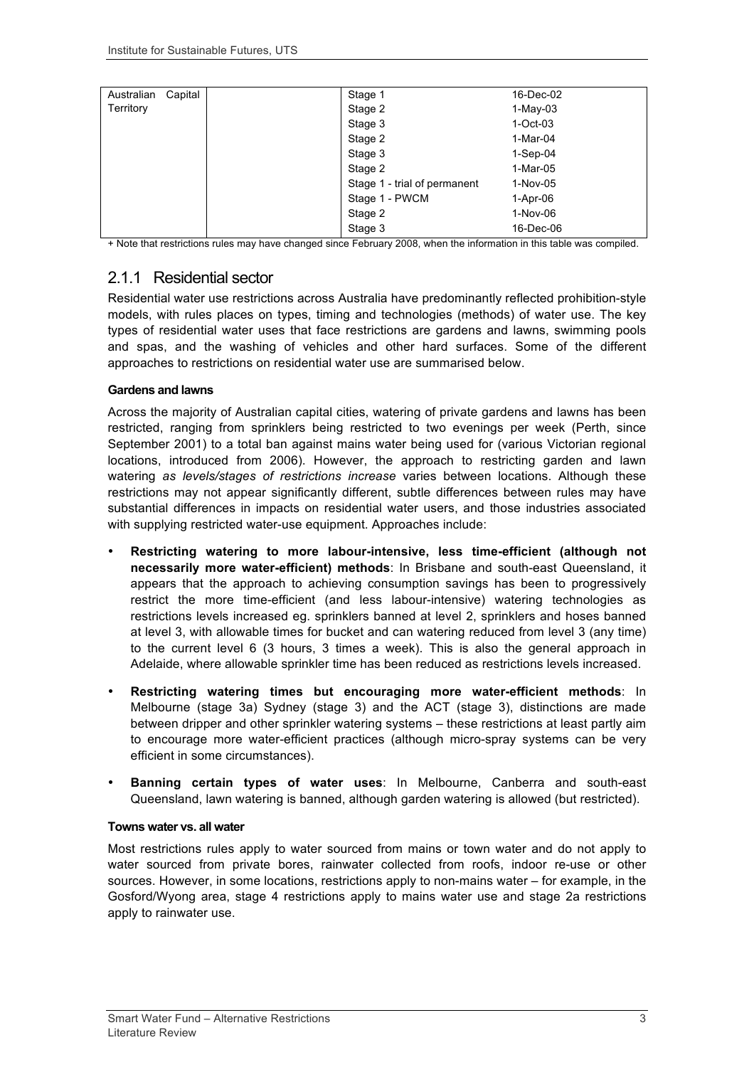| | | | |
|---|---|---|---|
| Australian Capital Territory | | Stage 1 | 16-Dec-02 |
| | | Stage 2 | 1-May-03 |
| | | Stage 3 | 1-Oct-03 |
| | | Stage 2 | 1-Mar-04 |
| | | Stage 3 | 1-Sep-04 |
| | | Stage 2 | 1-Mar-05 |
| | | Stage 1 - trial of permanent | 1-Nov-05 |
| | | Stage 1 - PWCM | 1-Apr-06 |
| | | Stage 2 | 1-Nov-06 |
| | | Stage 3 | 16-Dec-06 |

+ Note that restrictions rules may have changed since February 2008, when the information in this table was compiled.

### 2.1.1 Residential sector

Residential water use restrictions across Australia have predominantly reflected prohibition-style models, with rules places on types, timing and technologies (methods) of water use. The key types of residential water uses that face restrictions are gardens and lawns, swimming pools and spas, and the washing of vehicles and other hard surfaces. Some of the different approaches to restrictions on residential water use are summarised below.

#### Gardens and lawns

Across the majority of Australian capital cities, watering of private gardens and lawns has been restricted, ranging from sprinklers being restricted to two evenings per week (Perth, since September 2001) to a total ban against mains water being used for (various Victorian regional locations, introduced from 2006). However, the approach to restricting garden and lawn watering *as levels/stages of restrictions increase* varies between locations. Although these restrictions may not appear significantly different, subtle differences between rules may have substantial differences in impacts on residential water users, and those industries associated with supplying restricted water-use equipment. Approaches include:

- **Restricting watering to more labour-intensive, less time-efficient (although not necessarily more water-efficient) methods**: In Brisbane and south-east Queensland, it appears that the approach to achieving consumption savings has been to progressively restrict the more time-efficient (and less labour-intensive) watering technologies as restrictions levels increased eg. sprinklers banned at level 2, sprinklers and hoses banned at level 3, with allowable times for bucket and can watering reduced from level 3 (any time) to the current level 6 (3 hours, 3 times a week). This is also the general approach in Adelaide, where allowable sprinkler time has been reduced as restrictions levels increased.
- **Restricting watering times but encouraging more water-efficient methods**: In Melbourne (stage 3a) Sydney (stage 3) and the ACT (stage 3), distinctions are made between dripper and other sprinkler watering systems – these restrictions at least partly aim to encourage more water-efficient practices (although micro-spray systems can be very efficient in some circumstances).
- **Banning certain types of water uses**: In Melbourne, Canberra and south-east Queensland, lawn watering is banned, although garden watering is allowed (but restricted).

#### Towns water vs. all water

Most restrictions rules apply to water sourced from mains or town water and do not apply to water sourced from private bores, rainwater collected from roofs, indoor re-use or other sources. However, in some locations, restrictions apply to non-mains water – for example, in the Gosford/Wyong area, stage 4 restrictions apply to mains water use and stage 2a restrictions apply to rainwater use.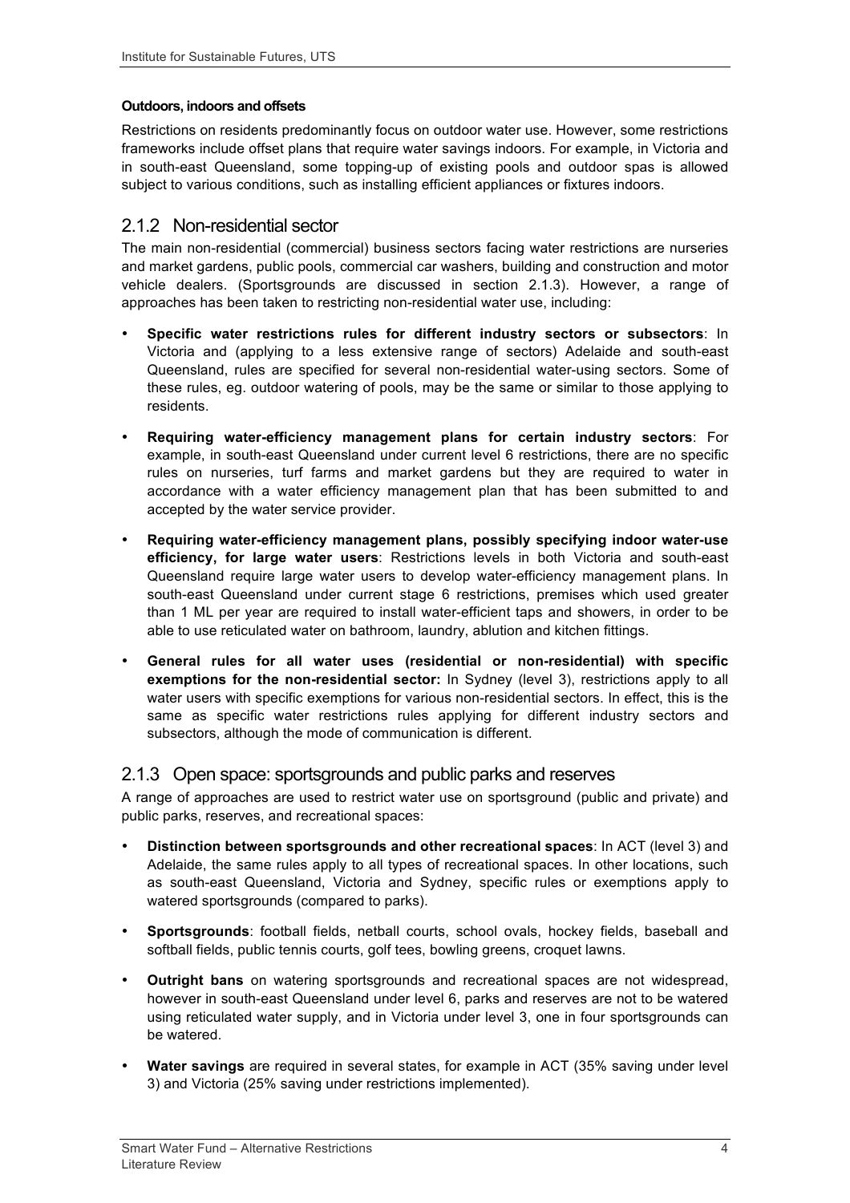#### Outdoors, indoors and offsets

Restrictions on residents predominantly focus on outdoor water use. However, some restrictions frameworks include offset plans that require water savings indoors. For example, in Victoria and in south-east Queensland, some topping-up of existing pools and outdoor spas is allowed subject to various conditions, such as installing efficient appliances or fixtures indoors.

### 2.1.2 Non-residential sector

The main non-residential (commercial) business sectors facing water restrictions are nurseries and market gardens, public pools, commercial car washers, building and construction and motor vehicle dealers. (Sportsgrounds are discussed in section 2.1.3). However, a range of approaches has been taken to restricting non-residential water use, including:

- **Specific water restrictions rules for different industry sectors or subsectors**: In Victoria and (applying to a less extensive range of sectors) Adelaide and south-east Queensland, rules are specified for several non-residential water-using sectors. Some of these rules, eg. outdoor watering of pools, may be the same or similar to those applying to residents.
- **Requiring water-efficiency management plans for certain industry sectors**: For example, in south-east Queensland under current level 6 restrictions, there are no specific rules on nurseries, turf farms and market gardens but they are required to water in accordance with a water efficiency management plan that has been submitted to and accepted by the water service provider.
- **Requiring water-efficiency management plans, possibly specifying indoor water-use efficiency, for large water users**: Restrictions levels in both Victoria and south-east Queensland require large water users to develop water-efficiency management plans. In south-east Queensland under current stage 6 restrictions, premises which used greater than 1 ML per year are required to install water-efficient taps and showers, in order to be able to use reticulated water on bathroom, laundry, ablution and kitchen fittings.
- **General rules for all water uses (residential or non-residential) with specific exemptions for the non-residential sector:** In Sydney (level 3), restrictions apply to all water users with specific exemptions for various non-residential sectors. In effect, this is the same as specific water restrictions rules applying for different industry sectors and subsectors, although the mode of communication is different.

### 2.1.3 Open space: sportsgrounds and public parks and reserves

A range of approaches are used to restrict water use on sportsground (public and private) and public parks, reserves, and recreational spaces:

- **Distinction between sportsgrounds and other recreational spaces**: In ACT (level 3) and Adelaide, the same rules apply to all types of recreational spaces. In other locations, such as south-east Queensland, Victoria and Sydney, specific rules or exemptions apply to watered sportsgrounds (compared to parks).
- **Sportsgrounds**: football fields, netball courts, school ovals, hockey fields, baseball and softball fields, public tennis courts, golf tees, bowling greens, croquet lawns.
- **Outright bans** on watering sportsgrounds and recreational spaces are not widespread, however in south-east Queensland under level 6, parks and reserves are not to be watered using reticulated water supply, and in Victoria under level 3, one in four sportsgrounds can be watered.
- **Water savings** are required in several states, for example in ACT (35% saving under level 3) and Victoria (25% saving under restrictions implemented).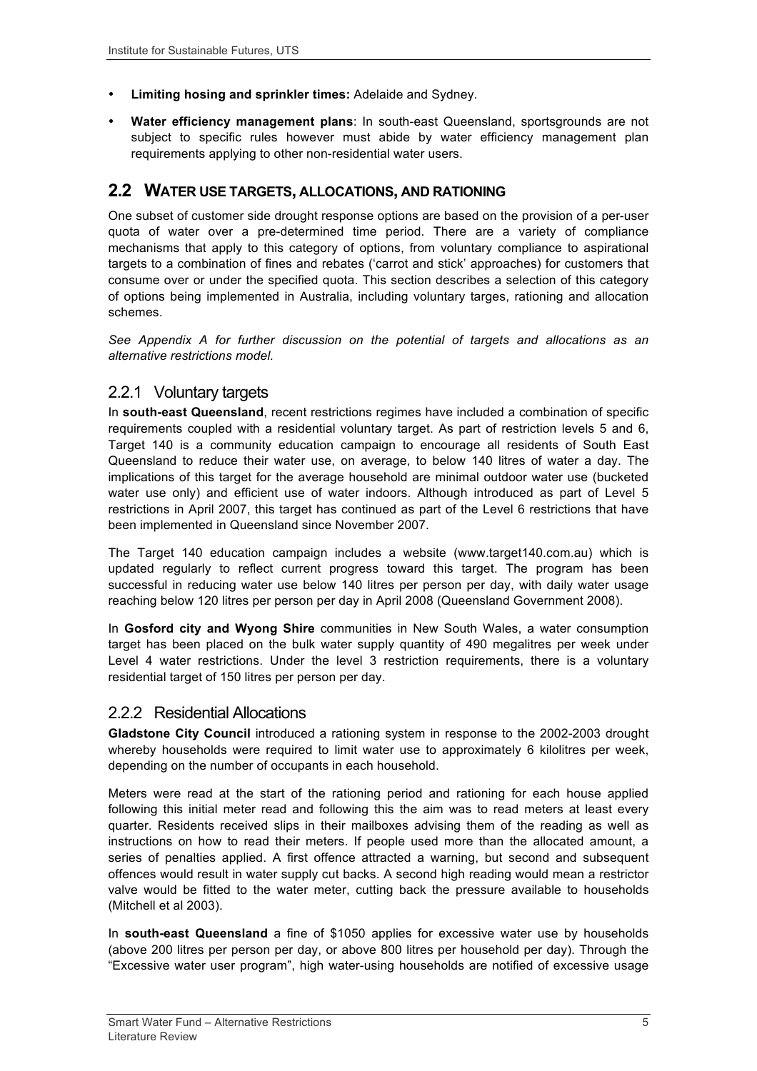- **Limiting hosing and sprinkler times:** Adelaide and Sydney.
- **Water efficiency management plans**: In south-east Queensland, sportsgrounds are not subject to specific rules however must abide by water efficiency management plan requirements applying to other non-residential water users.

## 2.2 WATER USE TARGETS, ALLOCATIONS, AND RATIONING

One subset of customer side drought response options are based on the provision of a per-user quota of water over a pre-determined time period. There are a variety of compliance mechanisms that apply to this category of options, from voluntary compliance to aspirational targets to a combination of fines and rebates ('carrot and stick' approaches) for customers that consume over or under the specified quota. This section describes a selection of this category of options being implemented in Australia, including voluntary targes, rationing and allocation schemes.

*See Appendix A for further discussion on the potential of targets and allocations as an alternative restrictions model.*

### 2.2.1 Voluntary targets

In **south-east Queensland**, recent restrictions regimes have included a combination of specific requirements coupled with a residential voluntary target. As part of restriction levels 5 and 6, Target 140 is a community education campaign to encourage all residents of South East Queensland to reduce their water use, on average, to below 140 litres of water a day. The implications of this target for the average household are minimal outdoor water use (bucketed water use only) and efficient use of water indoors. Although introduced as part of Level 5 restrictions in April 2007, this target has continued as part of the Level 6 restrictions that have been implemented in Queensland since November 2007.

The Target 140 education campaign includes a website (www.target140.com.au) which is updated regularly to reflect current progress toward this target. The program has been successful in reducing water use below 140 litres per person per day, with daily water usage reaching below 120 litres per person per day in April 2008 (Queensland Government 2008).

In **Gosford city and Wyong Shire** communities in New South Wales, a water consumption target has been placed on the bulk water supply quantity of 490 megalitres per week under Level 4 water restrictions. Under the level 3 restriction requirements, there is a voluntary residential target of 150 litres per person per day.

### 2.2.2 Residential Allocations

**Gladstone City Council** introduced a rationing system in response to the 2002-2003 drought whereby households were required to limit water use to approximately 6 kilolitres per week, depending on the number of occupants in each household.

Meters were read at the start of the rationing period and rationing for each house applied following this initial meter read and following this the aim was to read meters at least every quarter. Residents received slips in their mailboxes advising them of the reading as well as instructions on how to read their meters. If people used more than the allocated amount, a series of penalties applied. A first offence attracted a warning, but second and subsequent offences would result in water supply cut backs. A second high reading would mean a restrictor valve would be fitted to the water meter, cutting back the pressure available to households (Mitchell et al 2003).

In **south-east Queensland** a fine of $1050 applies for excessive water use by households (above 200 litres per person per day, or above 800 litres per household per day). Through the "Excessive water user program", high water-using households are notified of excessive usage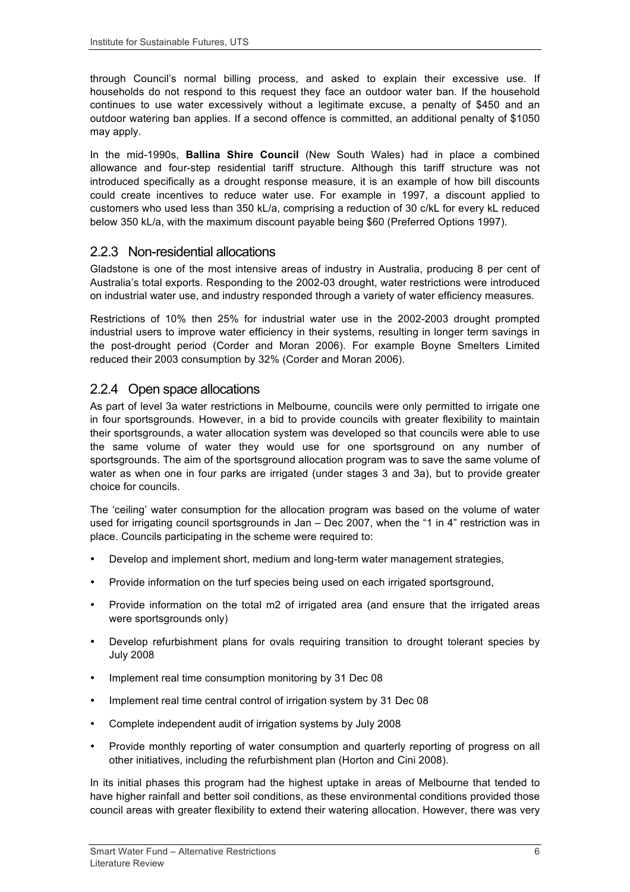through Council's normal billing process, and asked to explain their excessive use. If households do not respond to this request they face an outdoor water ban. If the household continues to use water excessively without a legitimate excuse, a penalty of $450 and an outdoor watering ban applies. If a second offence is committed, an additional penalty of $1050 may apply.

In the mid-1990s, **Ballina Shire Council** (New South Wales) had in place a combined allowance and four-step residential tariff structure. Although this tariff structure was not introduced specifically as a drought response measure, it is an example of how bill discounts could create incentives to reduce water use. For example in 1997, a discount applied to customers who used less than 350 kL/a, comprising a reduction of 30 c/kL for every kL reduced below 350 kL/a, with the maximum discount payable being $60 (Preferred Options 1997).

### 2.2.3 Non-residential allocations

Gladstone is one of the most intensive areas of industry in Australia, producing 8 per cent of Australia's total exports. Responding to the 2002-03 drought, water restrictions were introduced on industrial water use, and industry responded through a variety of water efficiency measures.

Restrictions of 10% then 25% for industrial water use in the 2002-2003 drought prompted industrial users to improve water efficiency in their systems, resulting in longer term savings in the post-drought period (Corder and Moran 2006). For example Boyne Smelters Limited reduced their 2003 consumption by 32% (Corder and Moran 2006).

### 2.2.4 Open space allocations

As part of level 3a water restrictions in Melbourne, councils were only permitted to irrigate one in four sportsgrounds. However, in a bid to provide councils with greater flexibility to maintain their sportsgrounds, a water allocation system was developed so that councils were able to use the same volume of water they would use for one sportsground on any number of sportsgrounds. The aim of the sportsground allocation program was to save the same volume of water as when one in four parks are irrigated (under stages 3 and 3a), but to provide greater choice for councils.

The 'ceiling' water consumption for the allocation program was based on the volume of water used for irrigating council sportsgrounds in Jan – Dec 2007, when the "1 in 4" restriction was in place. Councils participating in the scheme were required to:

- Develop and implement short, medium and long-term water management strategies,
- Provide information on the turf species being used on each irrigated sportsground,
- Provide information on the total m2 of irrigated area (and ensure that the irrigated areas were sportsgrounds only)
- Develop refurbishment plans for ovals requiring transition to drought tolerant species by July 2008
- Implement real time consumption monitoring by 31 Dec 08
- Implement real time central control of irrigation system by 31 Dec 08
- Complete independent audit of irrigation systems by July 2008
- Provide monthly reporting of water consumption and quarterly reporting of progress on all other initiatives, including the refurbishment plan (Horton and Cini 2008).

In its initial phases this program had the highest uptake in areas of Melbourne that tended to have higher rainfall and better soil conditions, as these environmental conditions provided those council areas with greater flexibility to extend their watering allocation. However, there was very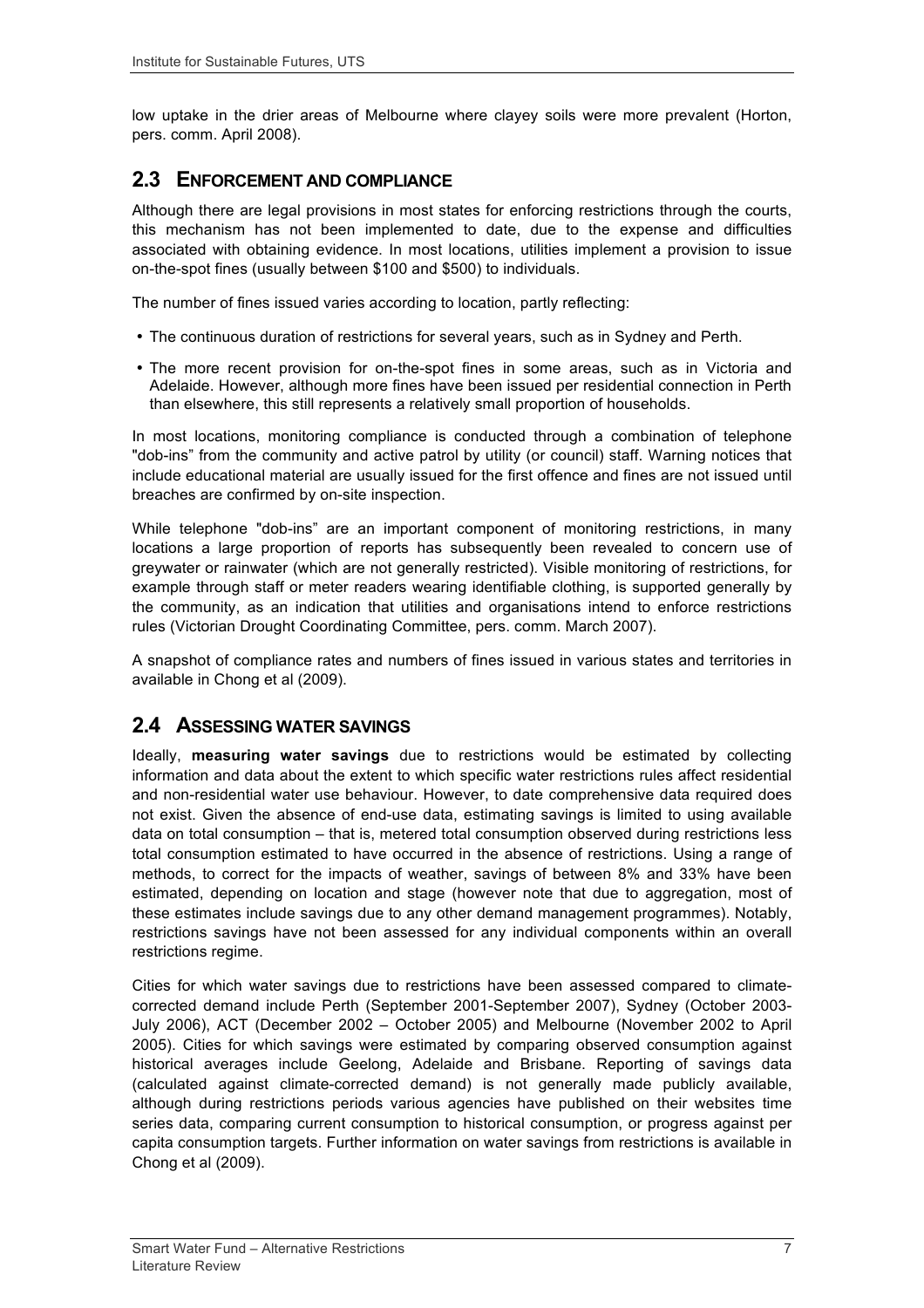low uptake in the drier areas of Melbourne where clayey soils were more prevalent (Horton, pers. comm. April 2008).

## 2.3 ENFORCEMENT AND COMPLIANCE

Although there are legal provisions in most states for enforcing restrictions through the courts, this mechanism has not been implemented to date, due to the expense and difficulties associated with obtaining evidence. In most locations, utilities implement a provision to issue on-the-spot fines (usually between $100 and $500) to individuals.

The number of fines issued varies according to location, partly reflecting:

- The continuous duration of restrictions for several years, such as in Sydney and Perth.
- The more recent provision for on-the-spot fines in some areas, such as in Victoria and Adelaide. However, although more fines have been issued per residential connection in Perth than elsewhere, this still represents a relatively small proportion of households.

In most locations, monitoring compliance is conducted through a combination of telephone "dob-ins" from the community and active patrol by utility (or council) staff. Warning notices that include educational material are usually issued for the first offence and fines are not issued until breaches are confirmed by on-site inspection.

While telephone "dob-ins" are an important component of monitoring restrictions, in many locations a large proportion of reports has subsequently been revealed to concern use of greywater or rainwater (which are not generally restricted). Visible monitoring of restrictions, for example through staff or meter readers wearing identifiable clothing, is supported generally by the community, as an indication that utilities and organisations intend to enforce restrictions rules (Victorian Drought Coordinating Committee, pers. comm. March 2007).

A snapshot of compliance rates and numbers of fines issued in various states and territories in available in Chong et al (2009).

## 2.4 ASSESSING WATER SAVINGS

Ideally, **measuring water savings** due to restrictions would be estimated by collecting information and data about the extent to which specific water restrictions rules affect residential and non-residential water use behaviour. However, to date comprehensive data required does not exist. Given the absence of end-use data, estimating savings is limited to using available data on total consumption – that is, metered total consumption observed during restrictions less total consumption estimated to have occurred in the absence of restrictions. Using a range of methods, to correct for the impacts of weather, savings of between 8% and 33% have been estimated, depending on location and stage (however note that due to aggregation, most of these estimates include savings due to any other demand management programmes). Notably, restrictions savings have not been assessed for any individual components within an overall restrictions regime.

Cities for which water savings due to restrictions have been assessed compared to climate-corrected demand include Perth (September 2001-September 2007), Sydney (October 2003-July 2006), ACT (December 2002 – October 2005) and Melbourne (November 2002 to April 2005). Cities for which savings were estimated by comparing observed consumption against historical averages include Geelong, Adelaide and Brisbane. Reporting of savings data (calculated against climate-corrected demand) is not generally made publicly available, although during restrictions periods various agencies have published on their websites time series data, comparing current consumption to historical consumption, or progress against per capita consumption targets. Further information on water savings from restrictions is available in Chong et al (2009).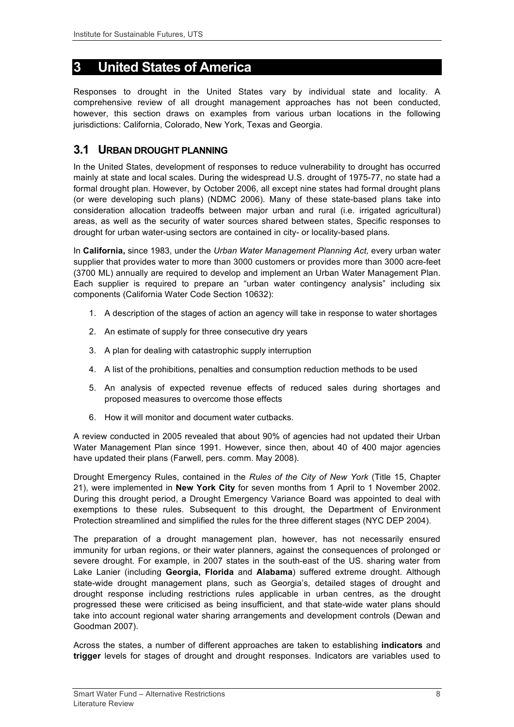# 3 United States of America

Responses to drought in the United States vary by individual state and locality. A comprehensive review of all drought management approaches has not been conducted, however, this section draws on examples from various urban locations in the following jurisdictions: California, Colorado, New York, Texas and Georgia.

## 3.1 Urban Drought Planning

In the United States, development of responses to reduce vulnerability to drought has occurred mainly at state and local scales. During the widespread U.S. drought of 1975-77, no state had a formal drought plan. However, by October 2006, all except nine states had formal drought plans (or were developing such plans) (NDMC 2006). Many of these state-based plans take into consideration allocation tradeoffs between major urban and rural (i.e. irrigated agricultural) areas, as well as the security of water sources shared between states, Specific responses to drought for urban water-using sectors are contained in city- or locality-based plans.

In **California,** since 1983, under the *Urban Water Management Planning Act,* every urban water supplier that provides water to more than 3000 customers or provides more than 3000 acre-feet (3700 ML) annually are required to develop and implement an Urban Water Management Plan. Each supplier is required to prepare an "urban water contingency analysis" including six components (California Water Code Section 10632):

1. A description of the stages of action an agency will take in response to water shortages
2. An estimate of supply for three consecutive dry years
3. A plan for dealing with catastrophic supply interruption
4. A list of the prohibitions, penalties and consumption reduction methods to be used
5. An analysis of expected revenue effects of reduced sales during shortages and proposed measures to overcome those effects
6. How it will monitor and document water cutbacks.

A review conducted in 2005 revealed that about 90% of agencies had not updated their Urban Water Management Plan since 1991. However, since then, about 40 of 400 major agencies have updated their plans (Farwell, pers. comm. May 2008).

Drought Emergency Rules, contained in the *Rules of the City of New York* (Title 15, Chapter 21), were implemented in **New York City** for seven months from 1 April to 1 November 2002. During this drought period, a Drought Emergency Variance Board was appointed to deal with exemptions to these rules. Subsequent to this drought, the Department of Environment Protection streamlined and simplified the rules for the three different stages (NYC DEP 2004).

The preparation of a drought management plan, however, has not necessarily ensured immunity for urban regions, or their water planners, against the consequences of prolonged or severe drought. For example, in 2007 states in the south-east of the US. sharing water from Lake Lanier (including **Georgia, Florida** and **Alabama**) suffered extreme drought. Although state-wide drought management plans, such as Georgia's, detailed stages of drought and drought response including restrictions rules applicable in urban centres, as the drought progressed these were criticised as being insufficient, and that state-wide water plans should take into account regional water sharing arrangements and development controls (Dewan and Goodman 2007).

Across the states, a number of different approaches are taken to establishing **indicators** and **trigger** levels for stages of drought and drought responses. Indicators are variables used to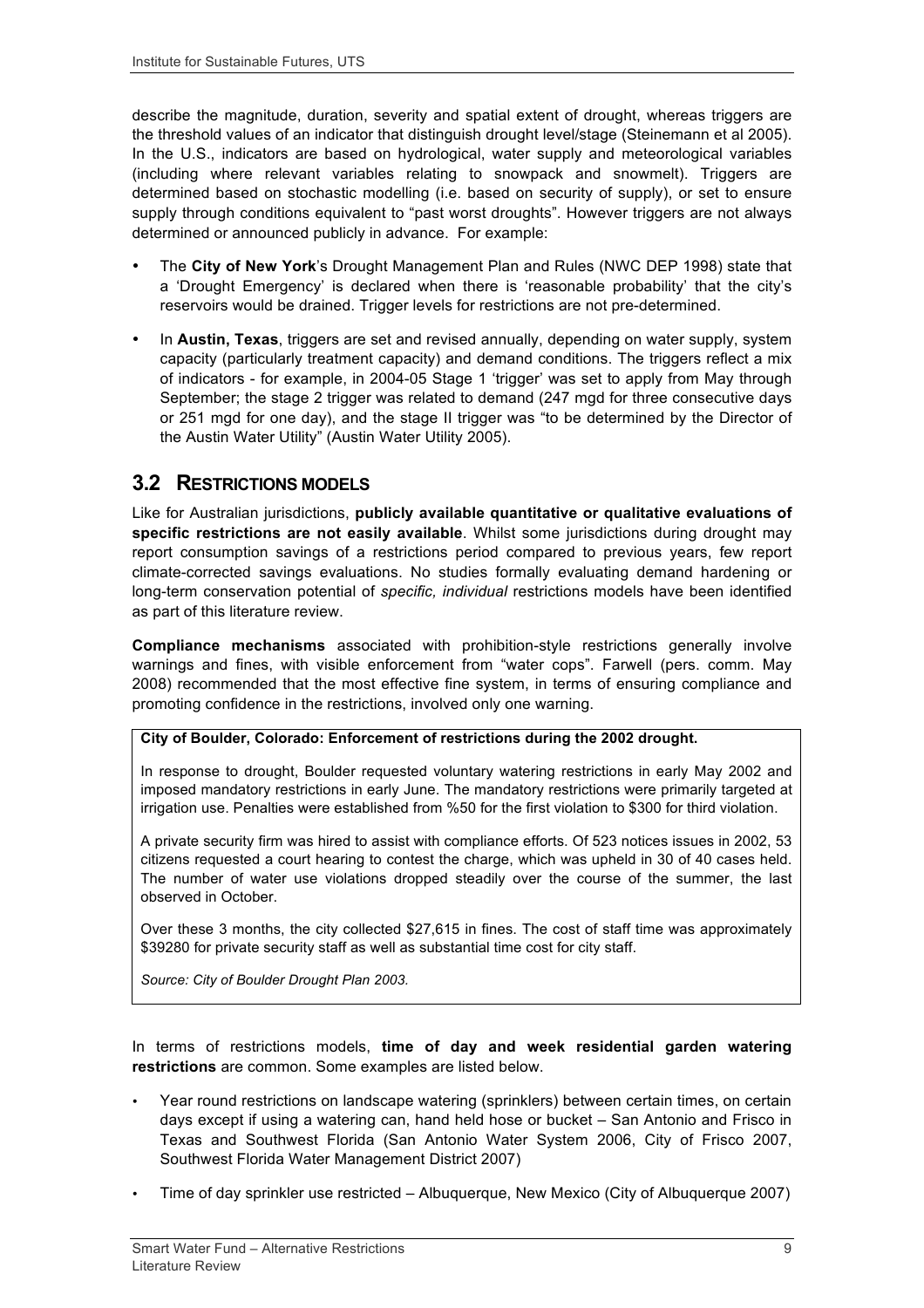describe the magnitude, duration, severity and spatial extent of drought, whereas triggers are the threshold values of an indicator that distinguish drought level/stage (Steinemann et al 2005). In the U.S., indicators are based on hydrological, water supply and meteorological variables (including where relevant variables relating to snowpack and snowmelt). Triggers are determined based on stochastic modelling (i.e. based on security of supply), or set to ensure supply through conditions equivalent to "past worst droughts". However triggers are not always determined or announced publicly in advance. For example:

- The **City of New York**'s Drought Management Plan and Rules (NWC DEP 1998) state that a 'Drought Emergency' is declared when there is 'reasonable probability' that the city's reservoirs would be drained. Trigger levels for restrictions are not pre-determined.
- In **Austin, Texas**, triggers are set and revised annually, depending on water supply, system capacity (particularly treatment capacity) and demand conditions. The triggers reflect a mix of indicators - for example, in 2004-05 Stage 1 'trigger' was set to apply from May through September; the stage 2 trigger was related to demand (247 mgd for three consecutive days or 251 mgd for one day), and the stage II trigger was "to be determined by the Director of the Austin Water Utility" (Austin Water Utility 2005).

## 3.2 RESTRICTIONS MODELS

Like for Australian jurisdictions, **publicly available quantitative or qualitative evaluations of specific restrictions are not easily available**. Whilst some jurisdictions during drought may report consumption savings of a restrictions period compared to previous years, few report climate-corrected savings evaluations. No studies formally evaluating demand hardening or long-term conservation potential of *specific, individual* restrictions models have been identified as part of this literature review.

**Compliance mechanisms** associated with prohibition-style restrictions generally involve warnings and fines, with visible enforcement from "water cops". Farwell (pers. comm. May 2008) recommended that the most effective fine system, in terms of ensuring compliance and promoting confidence in the restrictions, involved only one warning.

**City of Boulder, Colorado: Enforcement of restrictions during the 2002 drought.**

In response to drought, Boulder requested voluntary watering restrictions in early May 2002 and imposed mandatory restrictions in early June. The mandatory restrictions were primarily targeted at irrigation use. Penalties were established from %50 for the first violation to $300 for third violation.

A private security firm was hired to assist with compliance efforts. Of 523 notices issues in 2002, 53 citizens requested a court hearing to contest the charge, which was upheld in 30 of 40 cases held. The number of water use violations dropped steadily over the course of the summer, the last observed in October.

Over these 3 months, the city collected $27,615 in fines. The cost of staff time was approximately $39280 for private security staff as well as substantial time cost for city staff.

*Source: City of Boulder Drought Plan 2003.*

In terms of restrictions models, **time of day and week residential garden watering restrictions** are common. Some examples are listed below.

- Year round restrictions on landscape watering (sprinklers) between certain times, on certain days except if using a watering can, hand held hose or bucket – San Antonio and Frisco in Texas and Southwest Florida (San Antonio Water System 2006, City of Frisco 2007, Southwest Florida Water Management District 2007)
- Time of day sprinkler use restricted – Albuquerque, New Mexico (City of Albuquerque 2007)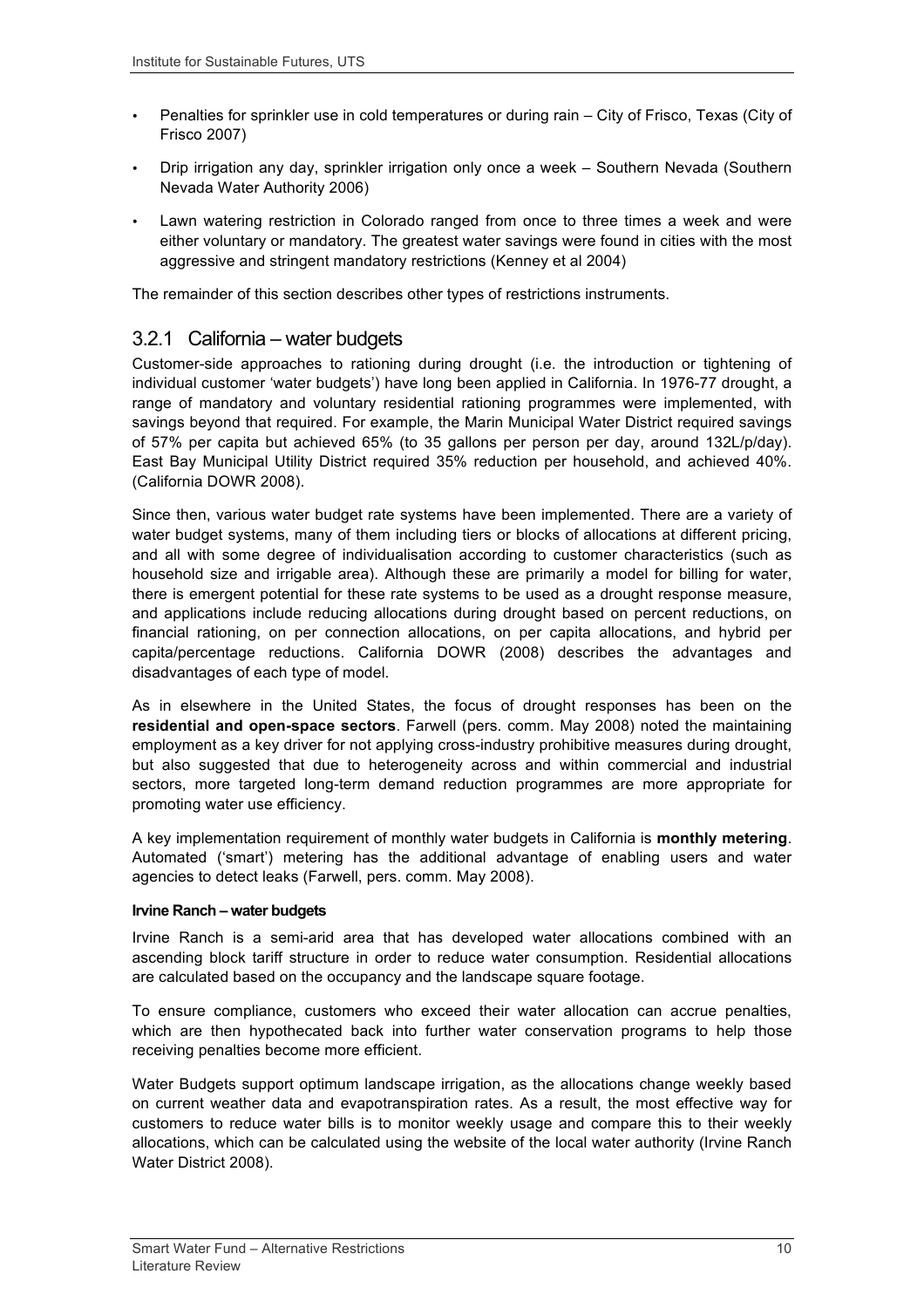- Penalties for sprinkler use in cold temperatures or during rain – City of Frisco, Texas (City of Frisco 2007)
- Drip irrigation any day, sprinkler irrigation only once a week – Southern Nevada (Southern Nevada Water Authority 2006)
- Lawn watering restriction in Colorado ranged from once to three times a week and were either voluntary or mandatory. The greatest water savings were found in cities with the most aggressive and stringent mandatory restrictions (Kenney et al 2004)

The remainder of this section describes other types of restrictions instruments.

### 3.2.1 California – water budgets

Customer-side approaches to rationing during drought (i.e. the introduction or tightening of individual customer 'water budgets') have long been applied in California. In 1976-77 drought, a range of mandatory and voluntary residential rationing programmes were implemented, with savings beyond that required. For example, the Marin Municipal Water District required savings of 57% per capita but achieved 65% (to 35 gallons per person per day, around 132L/p/day). East Bay Municipal Utility District required 35% reduction per household, and achieved 40%. (California DOWR 2008).

Since then, various water budget rate systems have been implemented. There are a variety of water budget systems, many of them including tiers or blocks of allocations at different pricing, and all with some degree of individualisation according to customer characteristics (such as household size and irrigable area). Although these are primarily a model for billing for water, there is emergent potential for these rate systems to be used as a drought response measure, and applications include reducing allocations during drought based on percent reductions, on financial rationing, on per connection allocations, on per capita allocations, and hybrid per capita/percentage reductions. California DOWR (2008) describes the advantages and disadvantages of each type of model.

As in elsewhere in the United States, the focus of drought responses has been on the **residential and open-space sectors**. Farwell (pers. comm. May 2008) noted the maintaining employment as a key driver for not applying cross-industry prohibitive measures during drought, but also suggested that due to heterogeneity across and within commercial and industrial sectors, more targeted long-term demand reduction programmes are more appropriate for promoting water use efficiency.

A key implementation requirement of monthly water budgets in California is **monthly metering**. Automated ('smart') metering has the additional advantage of enabling users and water agencies to detect leaks (Farwell, pers. comm. May 2008).

#### Irvine Ranch – water budgets

Irvine Ranch is a semi-arid area that has developed water allocations combined with an ascending block tariff structure in order to reduce water consumption. Residential allocations are calculated based on the occupancy and the landscape square footage.

To ensure compliance, customers who exceed their water allocation can accrue penalties, which are then hypothecated back into further water conservation programs to help those receiving penalties become more efficient.

Water Budgets support optimum landscape irrigation, as the allocations change weekly based on current weather data and evapotranspiration rates. As a result, the most effective way for customers to reduce water bills is to monitor weekly usage and compare this to their weekly allocations, which can be calculated using the website of the local water authority (Irvine Ranch Water District 2008).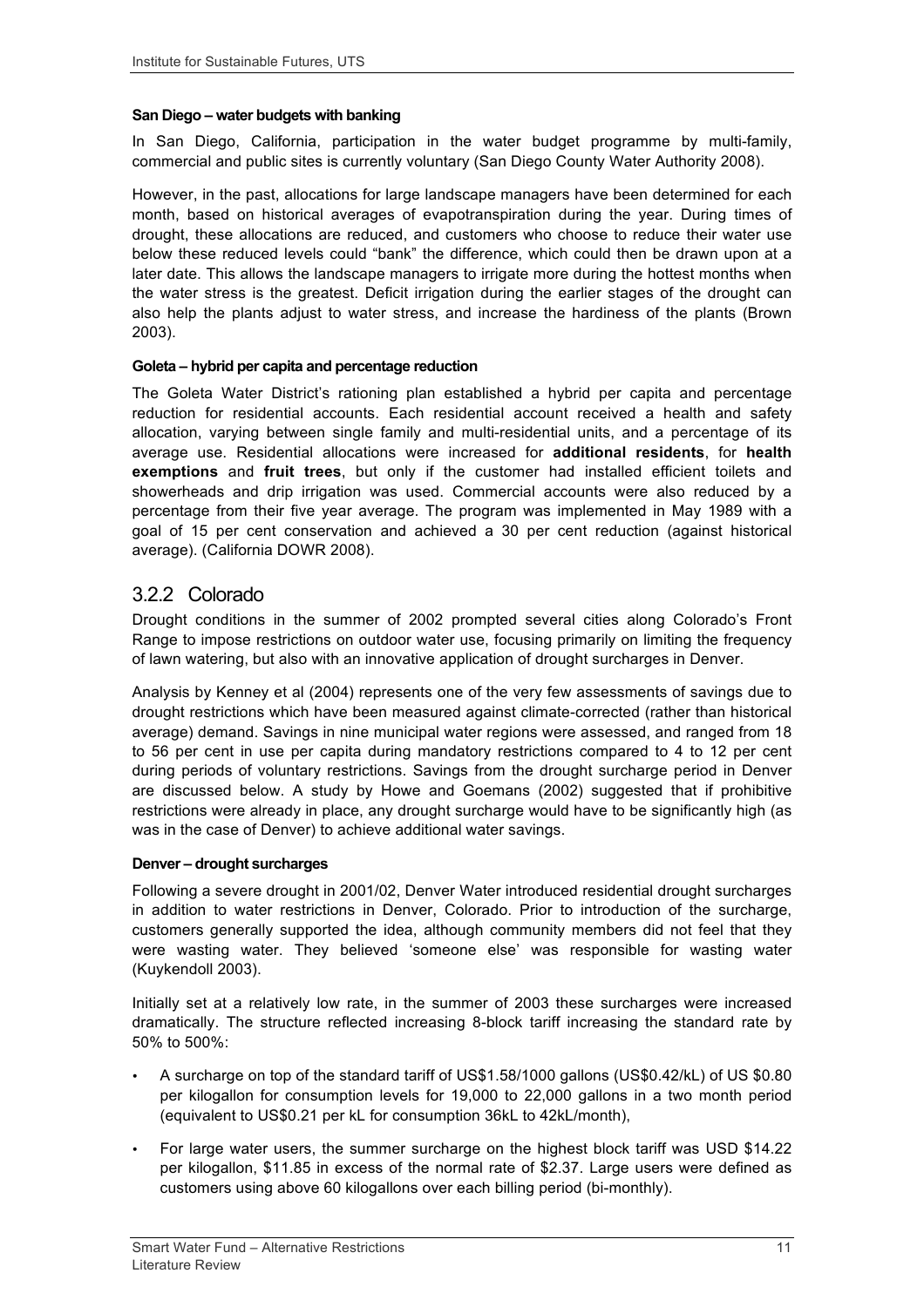**San Diego – water budgets with banking**

In San Diego, California, participation in the water budget programme by multi-family, commercial and public sites is currently voluntary (San Diego County Water Authority 2008).

However, in the past, allocations for large landscape managers have been determined for each month, based on historical averages of evapotranspiration during the year. During times of drought, these allocations are reduced, and customers who choose to reduce their water use below these reduced levels could "bank" the difference, which could then be drawn upon at a later date. This allows the landscape managers to irrigate more during the hottest months when the water stress is the greatest. Deficit irrigation during the earlier stages of the drought can also help the plants adjust to water stress, and increase the hardiness of the plants (Brown 2003).

**Goleta – hybrid per capita and percentage reduction**

The Goleta Water District's rationing plan established a hybrid per capita and percentage reduction for residential accounts. Each residential account received a health and safety allocation, varying between single family and multi-residential units, and a percentage of its average use. Residential allocations were increased for **additional residents**, for **health exemptions** and **fruit trees**, but only if the customer had installed efficient toilets and showerheads and drip irrigation was used. Commercial accounts were also reduced by a percentage from their five year average. The program was implemented in May 1989 with a goal of 15 per cent conservation and achieved a 30 per cent reduction (against historical average). (California DOWR 2008).

## 3.2.2 Colorado

Drought conditions in the summer of 2002 prompted several cities along Colorado's Front Range to impose restrictions on outdoor water use, focusing primarily on limiting the frequency of lawn watering, but also with an innovative application of drought surcharges in Denver.

Analysis by Kenney et al (2004) represents one of the very few assessments of savings due to drought restrictions which have been measured against climate-corrected (rather than historical average) demand. Savings in nine municipal water regions were assessed, and ranged from 18 to 56 per cent in use per capita during mandatory restrictions compared to 4 to 12 per cent during periods of voluntary restrictions. Savings from the drought surcharge period in Denver are discussed below. A study by Howe and Goemans (2002) suggested that if prohibitive restrictions were already in place, any drought surcharge would have to be significantly high (as was in the case of Denver) to achieve additional water savings.

**Denver – drought surcharges**

Following a severe drought in 2001/02, Denver Water introduced residential drought surcharges in addition to water restrictions in Denver, Colorado. Prior to introduction of the surcharge, customers generally supported the idea, although community members did not feel that they were wasting water. They believed 'someone else' was responsible for wasting water (Kuykendoll 2003).

Initially set at a relatively low rate, in the summer of 2003 these surcharges were increased dramatically. The structure reflected increasing 8-block tariff increasing the standard rate by 50% to 500%:

- A surcharge on top of the standard tariff of US$1.58/1000 gallons (US$0.42/kL) of US $0.80 per kilogallon for consumption levels for 19,000 to 22,000 gallons in a two month period (equivalent to US$0.21 per kL for consumption 36kL to 42kL/month),
- For large water users, the summer surcharge on the highest block tariff was USD $14.22 per kilogallon, $11.85 in excess of the normal rate of $2.37. Large users were defined as customers using above 60 kilogallons over each billing period (bi-monthly).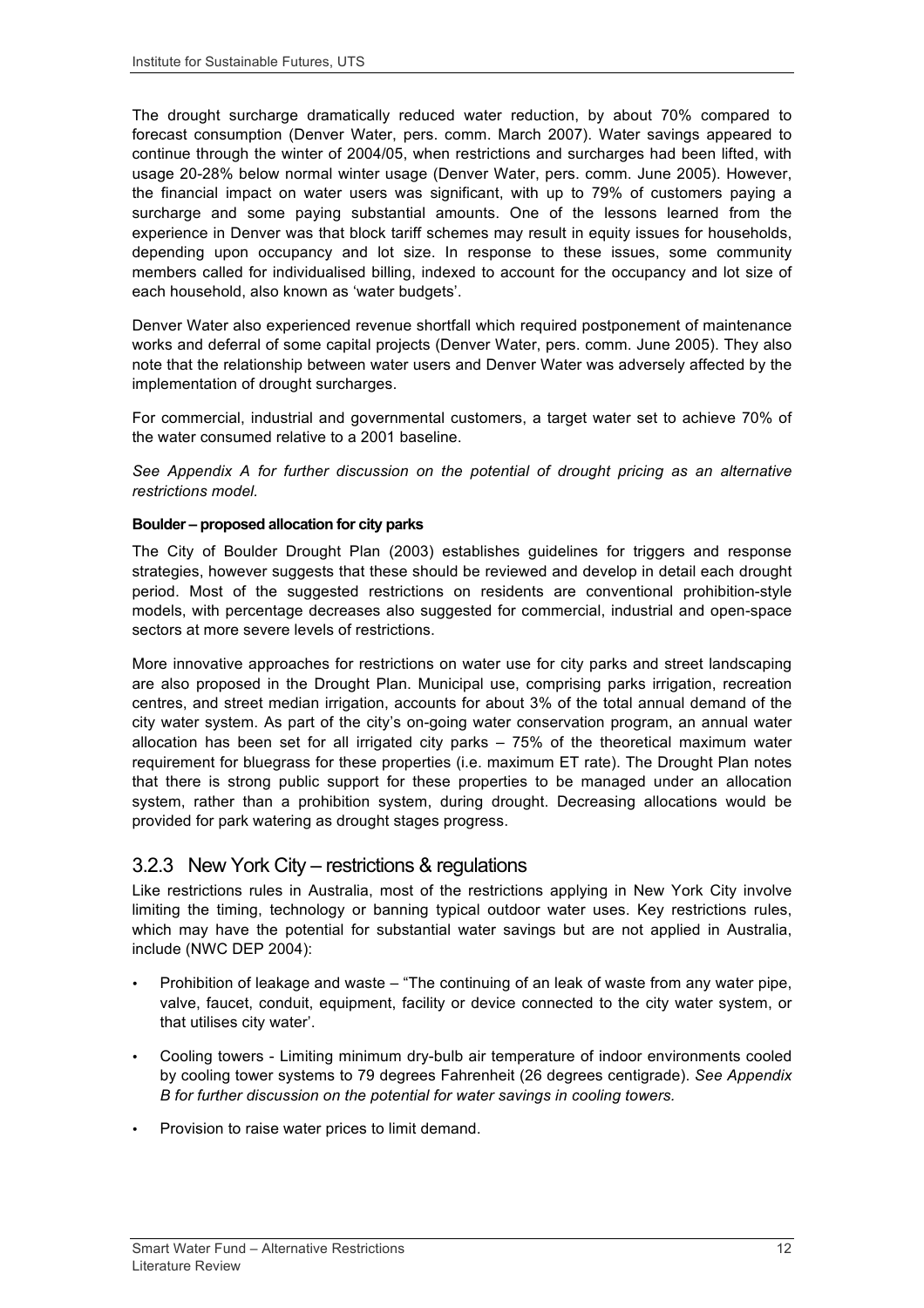The drought surcharge dramatically reduced water reduction, by about 70% compared to forecast consumption (Denver Water, pers. comm. March 2007). Water savings appeared to continue through the winter of 2004/05, when restrictions and surcharges had been lifted, with usage 20-28% below normal winter usage (Denver Water, pers. comm. June 2005). However, the financial impact on water users was significant, with up to 79% of customers paying a surcharge and some paying substantial amounts. One of the lessons learned from the experience in Denver was that block tariff schemes may result in equity issues for households, depending upon occupancy and lot size. In response to these issues, some community members called for individualised billing, indexed to account for the occupancy and lot size of each household, also known as 'water budgets'.

Denver Water also experienced revenue shortfall which required postponement of maintenance works and deferral of some capital projects (Denver Water, pers. comm. June 2005). They also note that the relationship between water users and Denver Water was adversely affected by the implementation of drought surcharges.

For commercial, industrial and governmental customers, a target water set to achieve 70% of the water consumed relative to a 2001 baseline.

*See Appendix A for further discussion on the potential of drought pricing as an alternative restrictions model.*

**Boulder – proposed allocation for city parks**

The City of Boulder Drought Plan (2003) establishes guidelines for triggers and response strategies, however suggests that these should be reviewed and develop in detail each drought period. Most of the suggested restrictions on residents are conventional prohibition-style models, with percentage decreases also suggested for commercial, industrial and open-space sectors at more severe levels of restrictions.

More innovative approaches for restrictions on water use for city parks and street landscaping are also proposed in the Drought Plan. Municipal use, comprising parks irrigation, recreation centres, and street median irrigation, accounts for about 3% of the total annual demand of the city water system. As part of the city's on-going water conservation program, an annual water allocation has been set for all irrigated city parks – 75% of the theoretical maximum water requirement for bluegrass for these properties (i.e. maximum ET rate). The Drought Plan notes that there is strong public support for these properties to be managed under an allocation system, rather than a prohibition system, during drought. Decreasing allocations would be provided for park watering as drought stages progress.

### 3.2.3 New York City – restrictions & regulations

Like restrictions rules in Australia, most of the restrictions applying in New York City involve limiting the timing, technology or banning typical outdoor water uses. Key restrictions rules, which may have the potential for substantial water savings but are not applied in Australia, include (NWC DEP 2004):

- Prohibition of leakage and waste – "The continuing of an leak of waste from any water pipe, valve, faucet, conduit, equipment, facility or device connected to the city water system, or that utilises city water'.
- Cooling towers - Limiting minimum dry-bulb air temperature of indoor environments cooled by cooling tower systems to 79 degrees Fahrenheit (26 degrees centigrade). *See Appendix B for further discussion on the potential for water savings in cooling towers.*
- Provision to raise water prices to limit demand.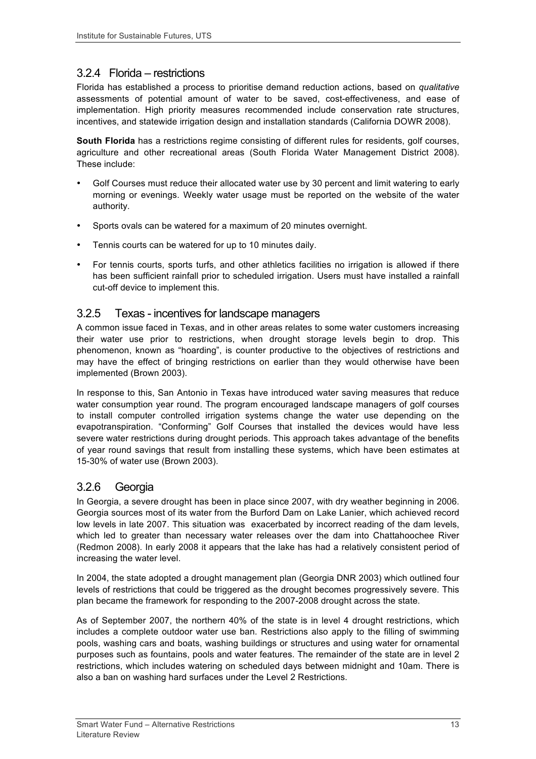### 3.2.4 Florida – restrictions

Florida has established a process to prioritise demand reduction actions, based on *qualitative* assessments of potential amount of water to be saved, cost-effectiveness, and ease of implementation. High priority measures recommended include conservation rate structures, incentives, and statewide irrigation design and installation standards (California DOWR 2008).

**South Florida** has a restrictions regime consisting of different rules for residents, golf courses, agriculture and other recreational areas (South Florida Water Management District 2008). These include:

- Golf Courses must reduce their allocated water use by 30 percent and limit watering to early morning or evenings. Weekly water usage must be reported on the website of the water authority.
- Sports ovals can be watered for a maximum of 20 minutes overnight.
- Tennis courts can be watered for up to 10 minutes daily.
- For tennis courts, sports turfs, and other athletics facilities no irrigation is allowed if there has been sufficient rainfall prior to scheduled irrigation. Users must have installed a rainfall cut-off device to implement this.

### 3.2.5 Texas - incentives for landscape managers

A common issue faced in Texas, and in other areas relates to some water customers increasing their water use prior to restrictions, when drought storage levels begin to drop. This phenomenon, known as "hoarding", is counter productive to the objectives of restrictions and may have the effect of bringing restrictions on earlier than they would otherwise have been implemented (Brown 2003).

In response to this, San Antonio in Texas have introduced water saving measures that reduce water consumption year round. The program encouraged landscape managers of golf courses to install computer controlled irrigation systems change the water use depending on the evapotranspiration. "Conforming" Golf Courses that installed the devices would have less severe water restrictions during drought periods. This approach takes advantage of the benefits of year round savings that result from installing these systems, which have been estimates at 15-30% of water use (Brown 2003).

### 3.2.6 Georgia

In Georgia, a severe drought has been in place since 2007, with dry weather beginning in 2006. Georgia sources most of its water from the Burford Dam on Lake Lanier, which achieved record low levels in late 2007. This situation was exacerbated by incorrect reading of the dam levels, which led to greater than necessary water releases over the dam into Chattahoochee River (Redmon 2008). In early 2008 it appears that the lake has had a relatively consistent period of increasing the water level.

In 2004, the state adopted a drought management plan (Georgia DNR 2003) which outlined four levels of restrictions that could be triggered as the drought becomes progressively severe. This plan became the framework for responding to the 2007-2008 drought across the state.

As of September 2007, the northern 40% of the state is in level 4 drought restrictions, which includes a complete outdoor water use ban. Restrictions also apply to the filling of swimming pools, washing cars and boats, washing buildings or structures and using water for ornamental purposes such as fountains, pools and water features. The remainder of the state are in level 2 restrictions, which includes watering on scheduled days between midnight and 10am. There is also a ban on washing hard surfaces under the Level 2 Restrictions.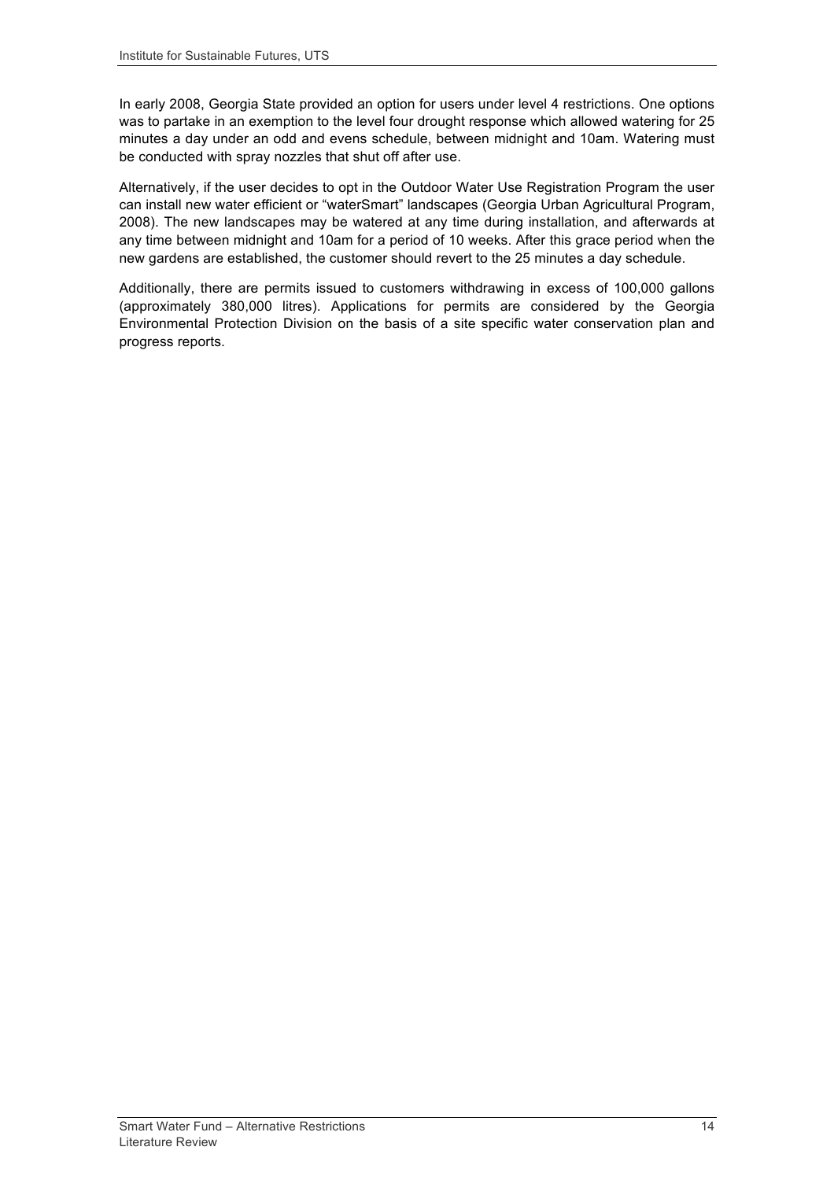In early 2008, Georgia State provided an option for users under level 4 restrictions. One options was to partake in an exemption to the level four drought response which allowed watering for 25 minutes a day under an odd and evens schedule, between midnight and 10am. Watering must be conducted with spray nozzles that shut off after use.

Alternatively, if the user decides to opt in the Outdoor Water Use Registration Program the user can install new water efficient or "waterSmart" landscapes (Georgia Urban Agricultural Program, 2008). The new landscapes may be watered at any time during installation, and afterwards at any time between midnight and 10am for a period of 10 weeks. After this grace period when the new gardens are established, the customer should revert to the 25 minutes a day schedule.

Additionally, there are permits issued to customers withdrawing in excess of 100,000 gallons (approximately 380,000 litres). Applications for permits are considered by the Georgia Environmental Protection Division on the basis of a site specific water conservation plan and progress reports.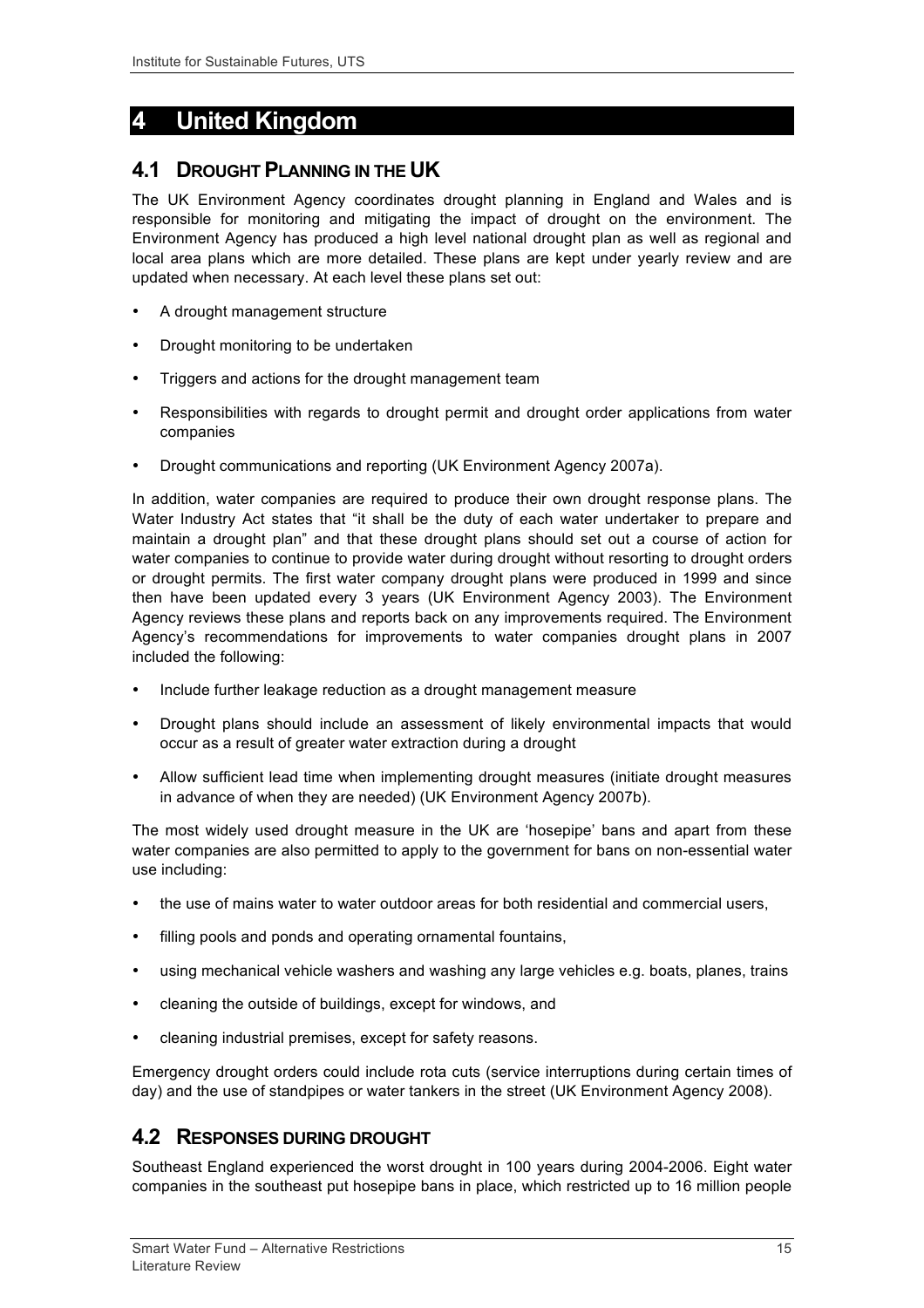# 4 United Kingdom

## 4.1 Drought Planning in the UK

The UK Environment Agency coordinates drought planning in England and Wales and is responsible for monitoring and mitigating the impact of drought on the environment. The Environment Agency has produced a high level national drought plan as well as regional and local area plans which are more detailed. These plans are kept under yearly review and are updated when necessary. At each level these plans set out:

- A drought management structure
- Drought monitoring to be undertaken
- Triggers and actions for the drought management team
- Responsibilities with regards to drought permit and drought order applications from water companies
- Drought communications and reporting (UK Environment Agency 2007a).

In addition, water companies are required to produce their own drought response plans. The Water Industry Act states that "it shall be the duty of each water undertaker to prepare and maintain a drought plan" and that these drought plans should set out a course of action for water companies to continue to provide water during drought without resorting to drought orders or drought permits. The first water company drought plans were produced in 1999 and since then have been updated every 3 years (UK Environment Agency 2003). The Environment Agency reviews these plans and reports back on any improvements required. The Environment Agency's recommendations for improvements to water companies drought plans in 2007 included the following:

- Include further leakage reduction as a drought management measure
- Drought plans should include an assessment of likely environmental impacts that would occur as a result of greater water extraction during a drought
- Allow sufficient lead time when implementing drought measures (initiate drought measures in advance of when they are needed) (UK Environment Agency 2007b).

The most widely used drought measure in the UK are 'hosepipe' bans and apart from these water companies are also permitted to apply to the government for bans on non-essential water use including:

- the use of mains water to water outdoor areas for both residential and commercial users,
- filling pools and ponds and operating ornamental fountains,
- using mechanical vehicle washers and washing any large vehicles e.g. boats, planes, trains
- cleaning the outside of buildings, except for windows, and
- cleaning industrial premises, except for safety reasons.

Emergency drought orders could include rota cuts (service interruptions during certain times of day) and the use of standpipes or water tankers in the street (UK Environment Agency 2008).

## 4.2 Responses During Drought

Southeast England experienced the worst drought in 100 years during 2004-2006. Eight water companies in the southeast put hosepipe bans in place, which restricted up to 16 million people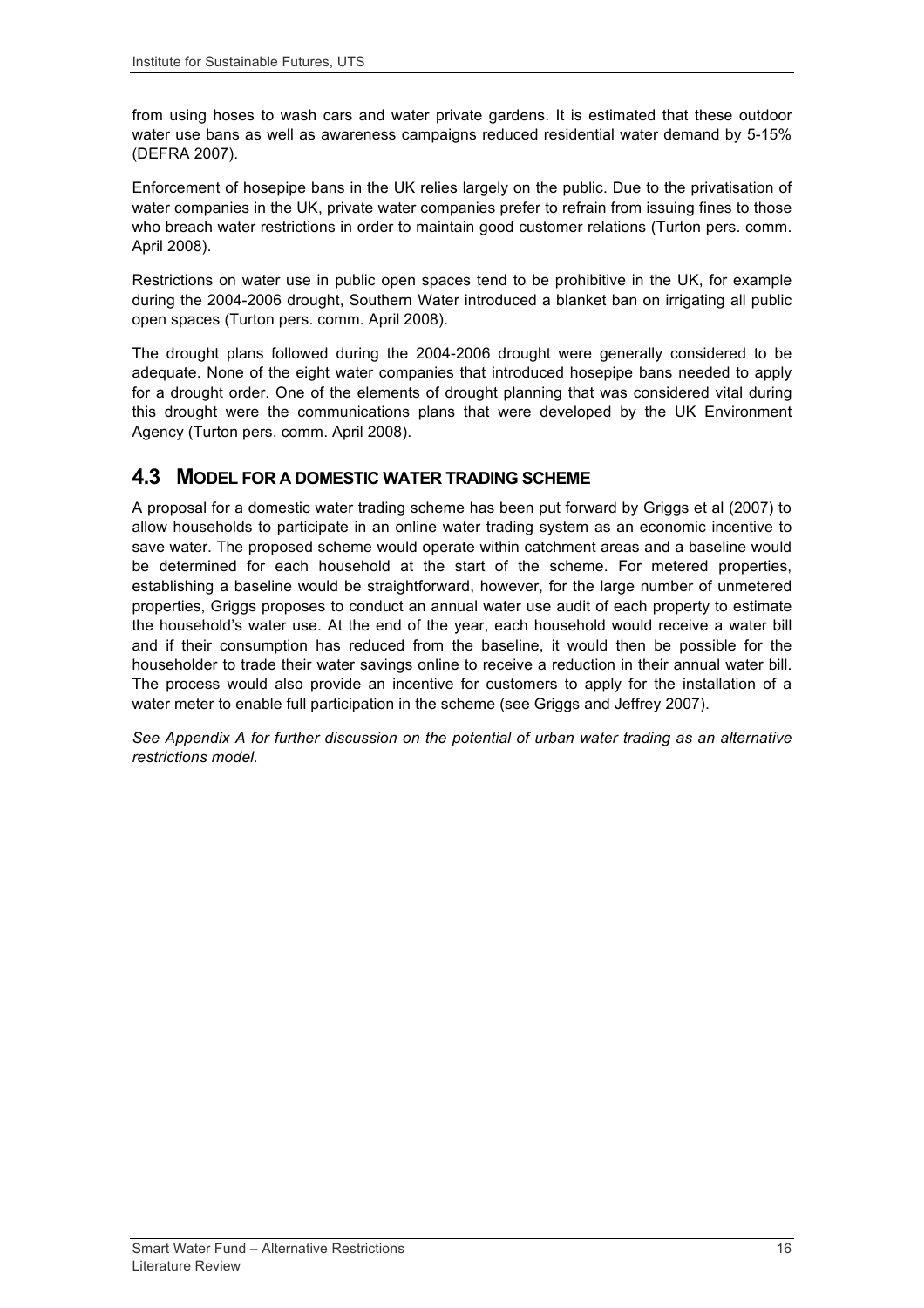from using hoses to wash cars and water private gardens. It is estimated that these outdoor water use bans as well as awareness campaigns reduced residential water demand by 5-15% (DEFRA 2007).

Enforcement of hosepipe bans in the UK relies largely on the public. Due to the privatisation of water companies in the UK, private water companies prefer to refrain from issuing fines to those who breach water restrictions in order to maintain good customer relations (Turton pers. comm. April 2008).

Restrictions on water use in public open spaces tend to be prohibitive in the UK, for example during the 2004-2006 drought, Southern Water introduced a blanket ban on irrigating all public open spaces (Turton pers. comm. April 2008).

The drought plans followed during the 2004-2006 drought were generally considered to be adequate. None of the eight water companies that introduced hosepipe bans needed to apply for a drought order. One of the elements of drought planning that was considered vital during this drought were the communications plans that were developed by the UK Environment Agency (Turton pers. comm. April 2008).

## 4.3 MODEL FOR A DOMESTIC WATER TRADING SCHEME

A proposal for a domestic water trading scheme has been put forward by Griggs et al (2007) to allow households to participate in an online water trading system as an economic incentive to save water. The proposed scheme would operate within catchment areas and a baseline would be determined for each household at the start of the scheme. For metered properties, establishing a baseline would be straightforward, however, for the large number of unmetered properties, Griggs proposes to conduct an annual water use audit of each property to estimate the household's water use. At the end of the year, each household would receive a water bill and if their consumption has reduced from the baseline, it would then be possible for the householder to trade their water savings online to receive a reduction in their annual water bill. The process would also provide an incentive for customers to apply for the installation of a water meter to enable full participation in the scheme (see Griggs and Jeffrey 2007).

*See Appendix A for further discussion on the potential of urban water trading as an alternative restrictions model.*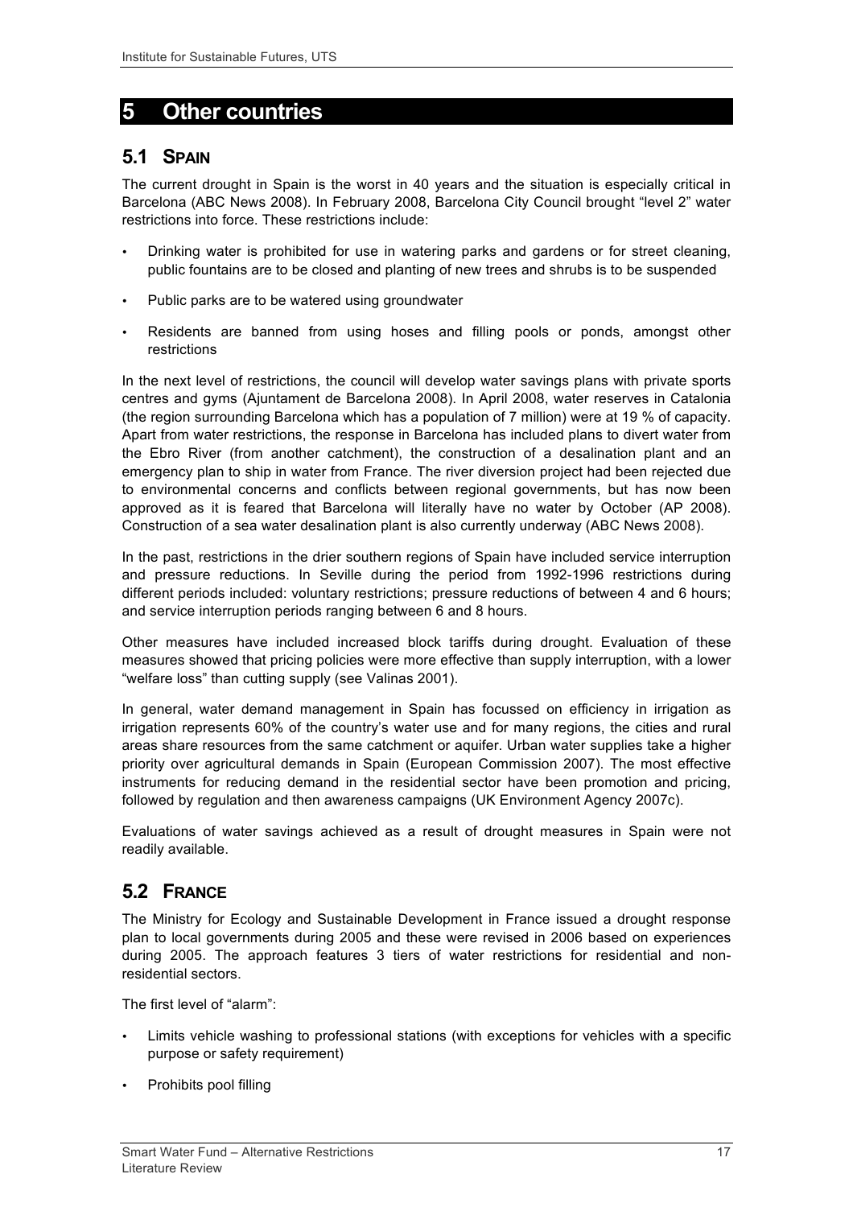# 5 Other countries

## 5.1 Spain

The current drought in Spain is the worst in 40 years and the situation is especially critical in Barcelona (ABC News 2008). In February 2008, Barcelona City Council brought "level 2" water restrictions into force. These restrictions include:

- Drinking water is prohibited for use in watering parks and gardens or for street cleaning, public fountains are to be closed and planting of new trees and shrubs is to be suspended
- Public parks are to be watered using groundwater
- Residents are banned from using hoses and filling pools or ponds, amongst other restrictions

In the next level of restrictions, the council will develop water savings plans with private sports centres and gyms (Ajuntament de Barcelona 2008). In April 2008, water reserves in Catalonia (the region surrounding Barcelona which has a population of 7 million) were at 19 % of capacity. Apart from water restrictions, the response in Barcelona has included plans to divert water from the Ebro River (from another catchment), the construction of a desalination plant and an emergency plan to ship in water from France. The river diversion project had been rejected due to environmental concerns and conflicts between regional governments, but has now been approved as it is feared that Barcelona will literally have no water by October (AP 2008). Construction of a sea water desalination plant is also currently underway (ABC News 2008).

In the past, restrictions in the drier southern regions of Spain have included service interruption and pressure reductions. In Seville during the period from 1992-1996 restrictions during different periods included: voluntary restrictions; pressure reductions of between 4 and 6 hours; and service interruption periods ranging between 6 and 8 hours.

Other measures have included increased block tariffs during drought. Evaluation of these measures showed that pricing policies were more effective than supply interruption, with a lower "welfare loss" than cutting supply (see Valinas 2001).

In general, water demand management in Spain has focussed on efficiency in irrigation as irrigation represents 60% of the country's water use and for many regions, the cities and rural areas share resources from the same catchment or aquifer. Urban water supplies take a higher priority over agricultural demands in Spain (European Commission 2007). The most effective instruments for reducing demand in the residential sector have been promotion and pricing, followed by regulation and then awareness campaigns (UK Environment Agency 2007c).

Evaluations of water savings achieved as a result of drought measures in Spain were not readily available.

## 5.2 France

The Ministry for Ecology and Sustainable Development in France issued a drought response plan to local governments during 2005 and these were revised in 2006 based on experiences during 2005. The approach features 3 tiers of water restrictions for residential and non-residential sectors.

The first level of "alarm":

- Limits vehicle washing to professional stations (with exceptions for vehicles with a specific purpose or safety requirement)
- Prohibits pool filling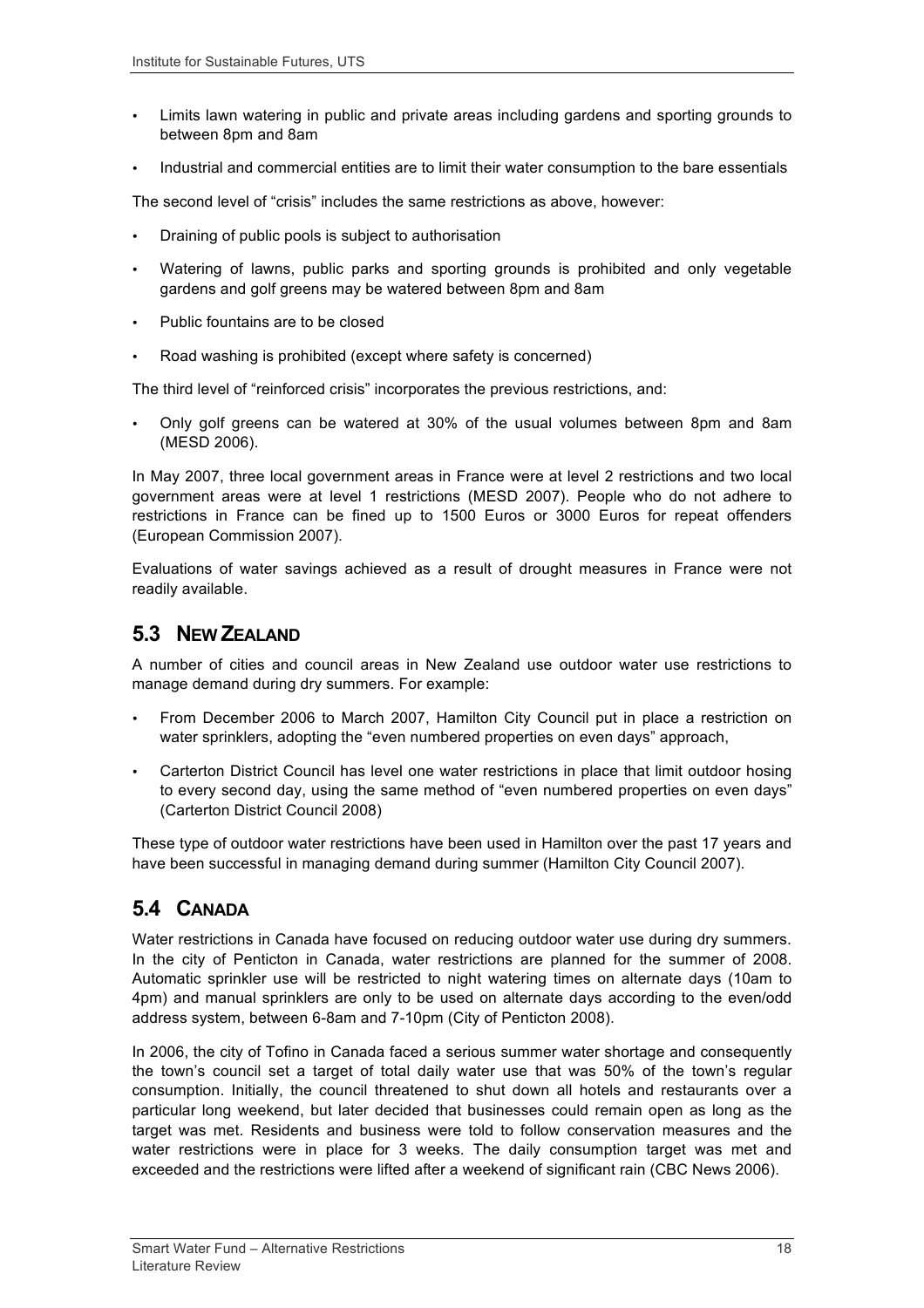- Limits lawn watering in public and private areas including gardens and sporting grounds to between 8pm and 8am
- Industrial and commercial entities are to limit their water consumption to the bare essentials

The second level of "crisis" includes the same restrictions as above, however:

- Draining of public pools is subject to authorisation
- Watering of lawns, public parks and sporting grounds is prohibited and only vegetable gardens and golf greens may be watered between 8pm and 8am
- Public fountains are to be closed
- Road washing is prohibited (except where safety is concerned)

The third level of "reinforced crisis" incorporates the previous restrictions, and:

- Only golf greens can be watered at 30% of the usual volumes between 8pm and 8am (MESD 2006).

In May 2007, three local government areas in France were at level 2 restrictions and two local government areas were at level 1 restrictions (MESD 2007). People who do not adhere to restrictions in France can be fined up to 1500 Euros or 3000 Euros for repeat offenders (European Commission 2007).

Evaluations of water savings achieved as a result of drought measures in France were not readily available.

## 5.3 New Zealand

A number of cities and council areas in New Zealand use outdoor water use restrictions to manage demand during dry summers. For example:

- From December 2006 to March 2007, Hamilton City Council put in place a restriction on water sprinklers, adopting the "even numbered properties on even days" approach,
- Carterton District Council has level one water restrictions in place that limit outdoor hosing to every second day, using the same method of "even numbered properties on even days" (Carterton District Council 2008)

These type of outdoor water restrictions have been used in Hamilton over the past 17 years and have been successful in managing demand during summer (Hamilton City Council 2007).

## 5.4 Canada

Water restrictions in Canada have focused on reducing outdoor water use during dry summers. In the city of Penticton in Canada, water restrictions are planned for the summer of 2008. Automatic sprinkler use will be restricted to night watering times on alternate days (10am to 4pm) and manual sprinklers are only to be used on alternate days according to the even/odd address system, between 6-8am and 7-10pm (City of Penticton 2008).

In 2006, the city of Tofino in Canada faced a serious summer water shortage and consequently the town's council set a target of total daily water use that was 50% of the town's regular consumption. Initially, the council threatened to shut down all hotels and restaurants over a particular long weekend, but later decided that businesses could remain open as long as the target was met. Residents and business were told to follow conservation measures and the water restrictions were in place for 3 weeks. The daily consumption target was met and exceeded and the restrictions were lifted after a weekend of significant rain (CBC News 2006).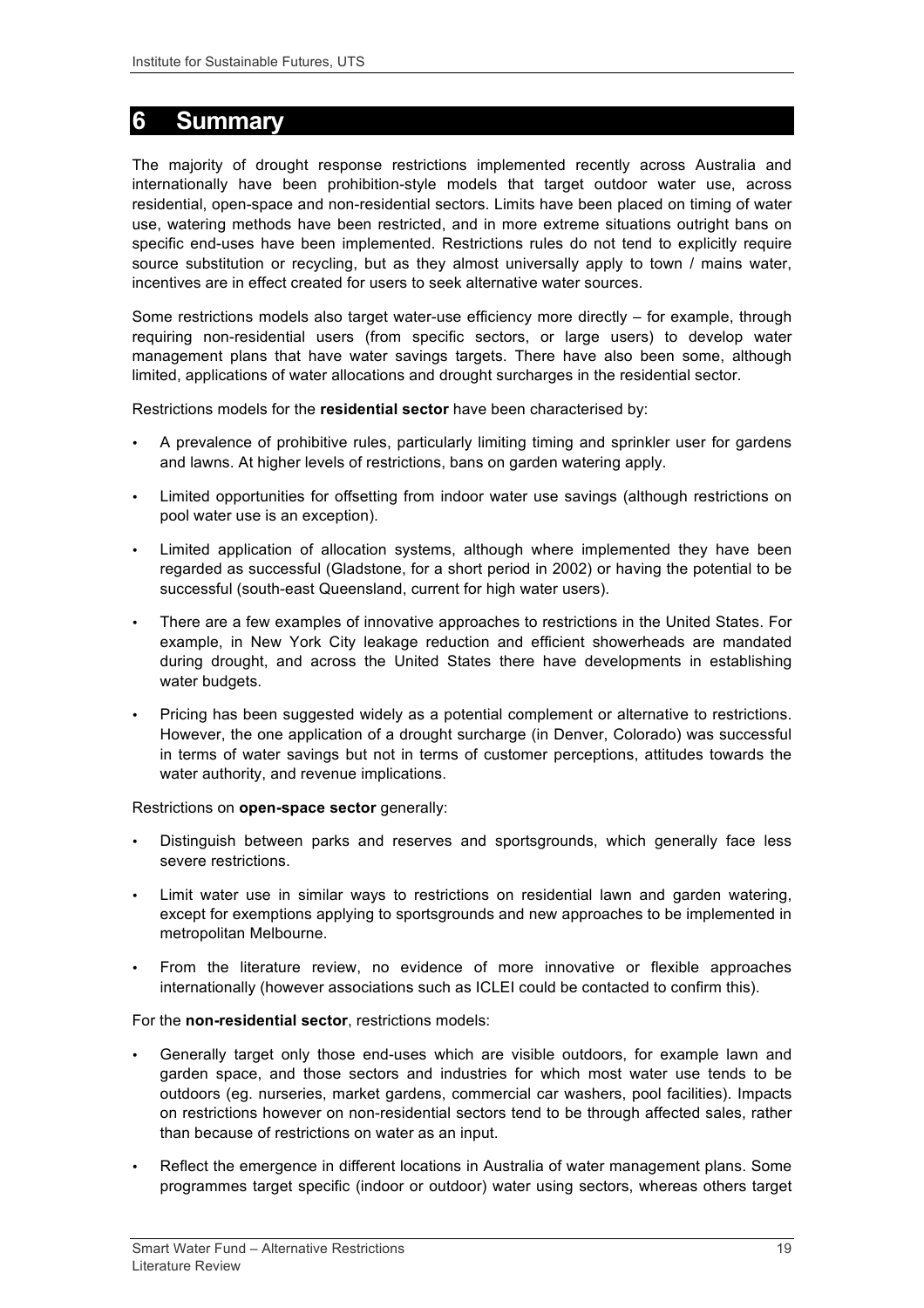# 6 Summary

The majority of drought response restrictions implemented recently across Australia and internationally have been prohibition-style models that target outdoor water use, across residential, open-space and non-residential sectors. Limits have been placed on timing of water use, watering methods have been restricted, and in more extreme situations outright bans on specific end-uses have been implemented. Restrictions rules do not tend to explicitly require source substitution or recycling, but as they almost universally apply to town / mains water, incentives are in effect created for users to seek alternative water sources.

Some restrictions models also target water-use efficiency more directly – for example, through requiring non-residential users (from specific sectors, or large users) to develop water management plans that have water savings targets. There have also been some, although limited, applications of water allocations and drought surcharges in the residential sector.

Restrictions models for the **residential sector** have been characterised by:

- A prevalence of prohibitive rules, particularly limiting timing and sprinkler user for gardens and lawns. At higher levels of restrictions, bans on garden watering apply.
- Limited opportunities for offsetting from indoor water use savings (although restrictions on pool water use is an exception).
- Limited application of allocation systems, although where implemented they have been regarded as successful (Gladstone, for a short period in 2002) or having the potential to be successful (south-east Queensland, current for high water users).
- There are a few examples of innovative approaches to restrictions in the United States. For example, in New York City leakage reduction and efficient showerheads are mandated during drought, and across the United States there have developments in establishing water budgets.
- Pricing has been suggested widely as a potential complement or alternative to restrictions. However, the one application of a drought surcharge (in Denver, Colorado) was successful in terms of water savings but not in terms of customer perceptions, attitudes towards the water authority, and revenue implications.

Restrictions on **open-space sector** generally:

- Distinguish between parks and reserves and sportsgrounds, which generally face less severe restrictions.
- Limit water use in similar ways to restrictions on residential lawn and garden watering, except for exemptions applying to sportsgrounds and new approaches to be implemented in metropolitan Melbourne.
- From the literature review, no evidence of more innovative or flexible approaches internationally (however associations such as ICLEI could be contacted to confirm this).

For the **non-residential sector**, restrictions models:

- Generally target only those end-uses which are visible outdoors, for example lawn and garden space, and those sectors and industries for which most water use tends to be outdoors (eg. nurseries, market gardens, commercial car washers, pool facilities). Impacts on restrictions however on non-residential sectors tend to be through affected sales, rather than because of restrictions on water as an input.
- Reflect the emergence in different locations in Australia of water management plans. Some programmes target specific (indoor or outdoor) water using sectors, whereas others target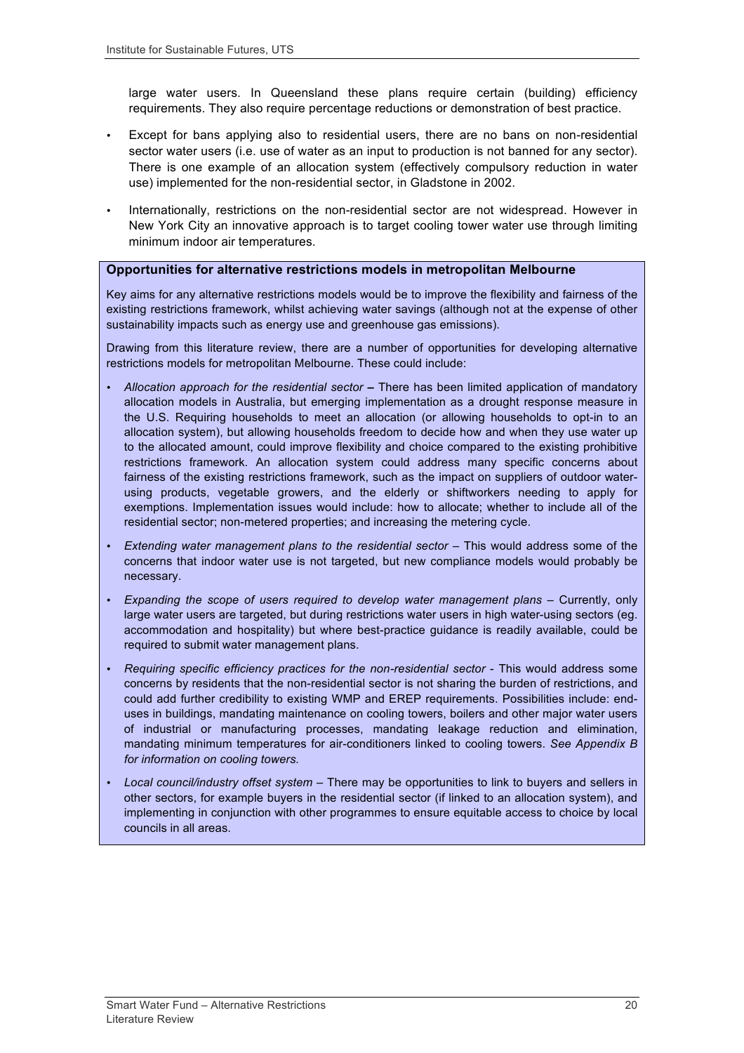large water users. In Queensland these plans require certain (building) efficiency requirements. They also require percentage reductions or demonstration of best practice.

- Except for bans applying also to residential users, there are no bans on non-residential sector water users (i.e. use of water as an input to production is not banned for any sector). There is one example of an allocation system (effectively compulsory reduction in water use) implemented for the non-residential sector, in Gladstone in 2002.
- Internationally, restrictions on the non-residential sector are not widespread. However in New York City an innovative approach is to target cooling tower water use through limiting minimum indoor air temperatures.

**Opportunities for alternative restrictions models in metropolitan Melbourne**

Key aims for any alternative restrictions models would be to improve the flexibility and fairness of the existing restrictions framework, whilst achieving water savings (although not at the expense of other sustainability impacts such as energy use and greenhouse gas emissions).

Drawing from this literature review, there are a number of opportunities for developing alternative restrictions models for metropolitan Melbourne. These could include:

- *Allocation approach for the residential sector* **–** There has been limited application of mandatory allocation models in Australia, but emerging implementation as a drought response measure in the U.S. Requiring households to meet an allocation (or allowing households to opt-in to an allocation system), but allowing households freedom to decide how and when they use water up to the allocated amount, could improve flexibility and choice compared to the existing prohibitive restrictions framework. An allocation system could address many specific concerns about fairness of the existing restrictions framework, such as the impact on suppliers of outdoor water-using products, vegetable growers, and the elderly or shiftworkers needing to apply for exemptions. Implementation issues would include: how to allocate; whether to include all of the residential sector; non-metered properties; and increasing the metering cycle.
- *Extending water management plans to the residential sector* – This would address some of the concerns that indoor water use is not targeted, but new compliance models would probably be necessary.
- *Expanding the scope of users required to develop water management plans* – Currently, only large water users are targeted, but during restrictions water users in high water-using sectors (eg. accommodation and hospitality) but where best-practice guidance is readily available, could be required to submit water management plans.
- *Requiring specific efficiency practices for the non-residential sector* - This would address some concerns by residents that the non-residential sector is not sharing the burden of restrictions, and could add further credibility to existing WMP and EREP requirements. Possibilities include: end-uses in buildings, mandating maintenance on cooling towers, boilers and other major water users of industrial or manufacturing processes, mandating leakage reduction and elimination, mandating minimum temperatures for air-conditioners linked to cooling towers. *See Appendix B for information on cooling towers.*
- *Local council/industry offset system* – There may be opportunities to link to buyers and sellers in other sectors, for example buyers in the residential sector (if linked to an allocation system), and implementing in conjunction with other programmes to ensure equitable access to choice by local councils in all areas.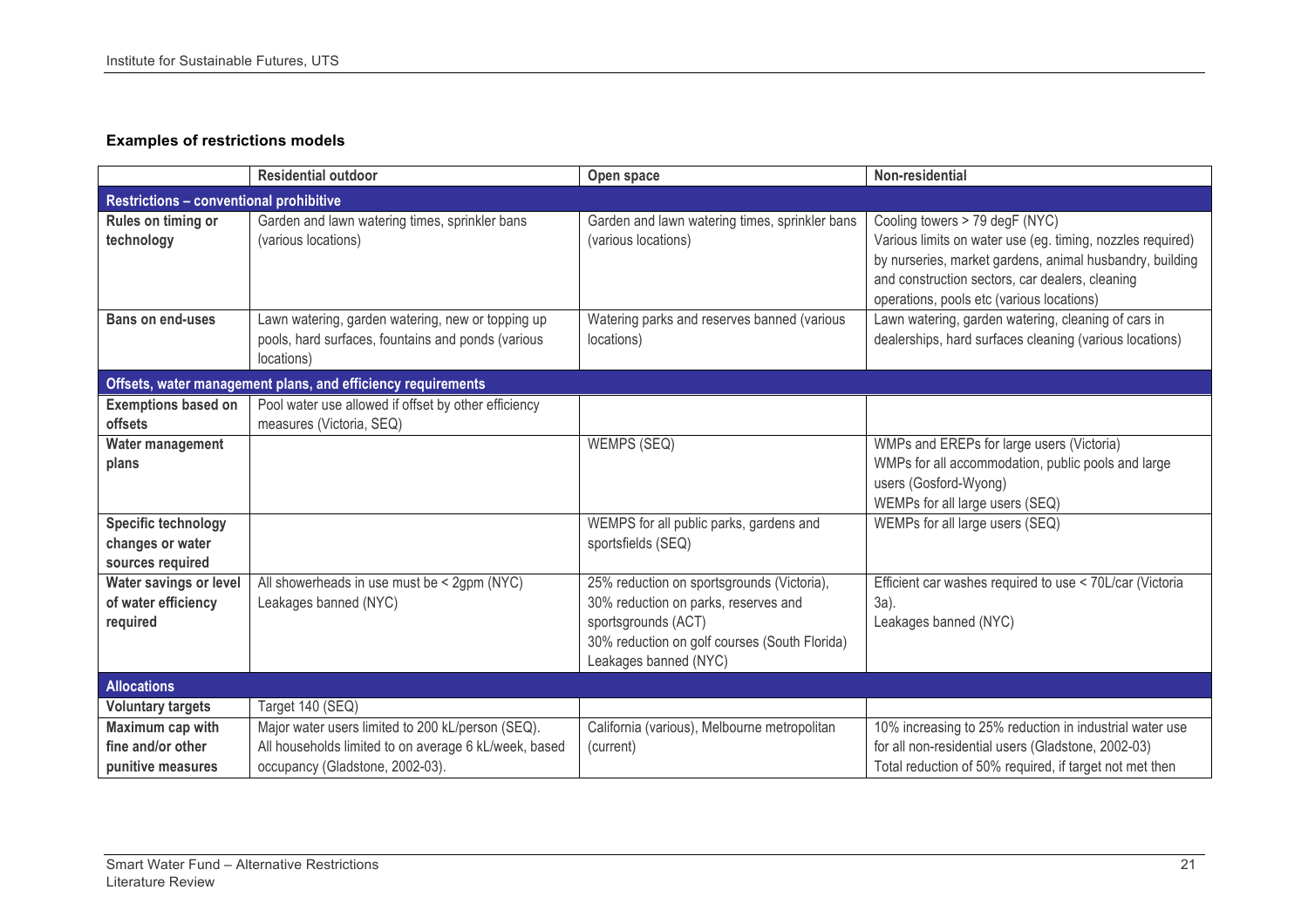**Examples of restrictions models**

| | Residential outdoor | Open space | Non-residential |
|---|---|---|---|
| **Restrictions – conventional prohibitive** | | | |
| **Rules on timing or technology** | Garden and lawn watering times, sprinkler bans (various locations) | Garden and lawn watering times, sprinkler bans (various locations) | Cooling towers > 79 degF (NYC)<br>Various limits on water use (eg. timing, nozzles required) by nurseries, market gardens, animal husbandry, building and construction sectors, car dealers, cleaning operations, pools etc (various locations) |
| **Bans on end-uses** | Lawn watering, garden watering, new or topping up pools, hard surfaces, fountains and ponds (various locations) | Watering parks and reserves banned (various locations) | Lawn watering, garden watering, cleaning of cars in dealerships, hard surfaces cleaning (various locations) |
| **Offsets, water management plans, and efficiency requirements** | | | |
| **Exemptions based on offsets** | Pool water use allowed if offset by other efficiency measures (Victoria, SEQ) | | |
| **Water management plans** | | WEMPS (SEQ) | WMPs and EREPs for large users (Victoria)<br>WMPs for all accommodation, public pools and large users (Gosford-Wyong)<br>WEMPs for all large users (SEQ) |
| **Specific technology changes or water sources required** | | WEMPS for all public parks, gardens and sportsfields (SEQ) | WEMPs for all large users (SEQ) |
| **Water savings or level of water efficiency required** | All showerheads in use must be < 2gpm (NYC)<br>Leakages banned (NYC) | 25% reduction on sportsgrounds (Victoria),<br>30% reduction on parks, reserves and sportsgrounds (ACT)<br>30% reduction on golf courses (South Florida)<br>Leakages banned (NYC) | Efficient car washes required to use < 70L/car (Victoria 3a).<br>Leakages banned (NYC) |
| **Allocations** | | | |
| **Voluntary targets** | Target 140 (SEQ) | | |
| **Maximum cap with fine and/or other punitive measures** | Major water users limited to 200 kL/person (SEQ).<br>All households limited to on average 6 kL/week, based occupancy (Gladstone, 2002-03). | California (various), Melbourne metropolitan (current) | 10% increasing to 25% reduction in industrial water use for all non-residential users (Gladstone, 2002-03)<br>Total reduction of 50% required, if target not met then |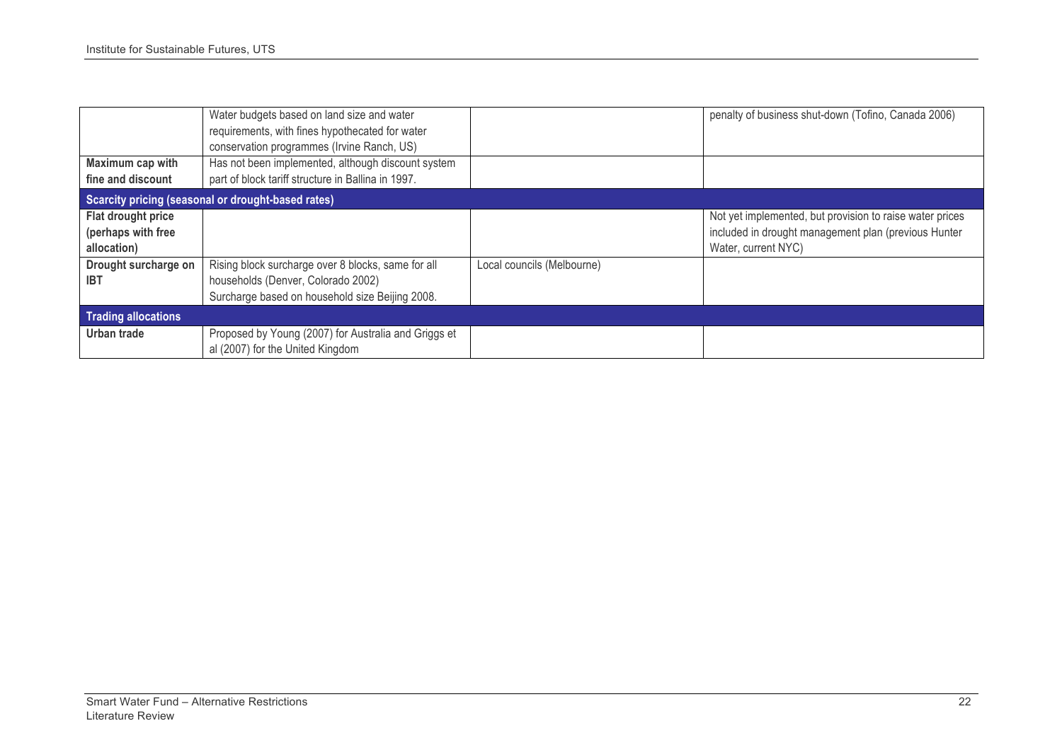| | | | |
|---|---|---|---|
| | Water budgets based on land size and water requirements, with fines hypothecated for water conservation programmes (Irvine Ranch, US) | | penalty of business shut-down (Tofino, Canada 2006) |
| **Maximum cap with fine and discount** | Has not been implemented, although discount system part of block tariff structure in Ballina in 1997. | | |
| **Scarcity pricing (seasonal or drought-based rates)** | | | |
| **Flat drought price (perhaps with free allocation)** | | | Not yet implemented, but provision to raise water prices included in drought management plan (previous Hunter Water, current NYC) |
| **Drought surcharge on IBT** | Rising block surcharge over 8 blocks, same for all households (Denver, Colorado 2002) Surcharge based on household size Beijing 2008. | Local councils (Melbourne) | |
| **Trading allocations** | | | |
| **Urban trade** | Proposed by Young (2007) for Australia and Griggs et al (2007) for the United Kingdom | | |